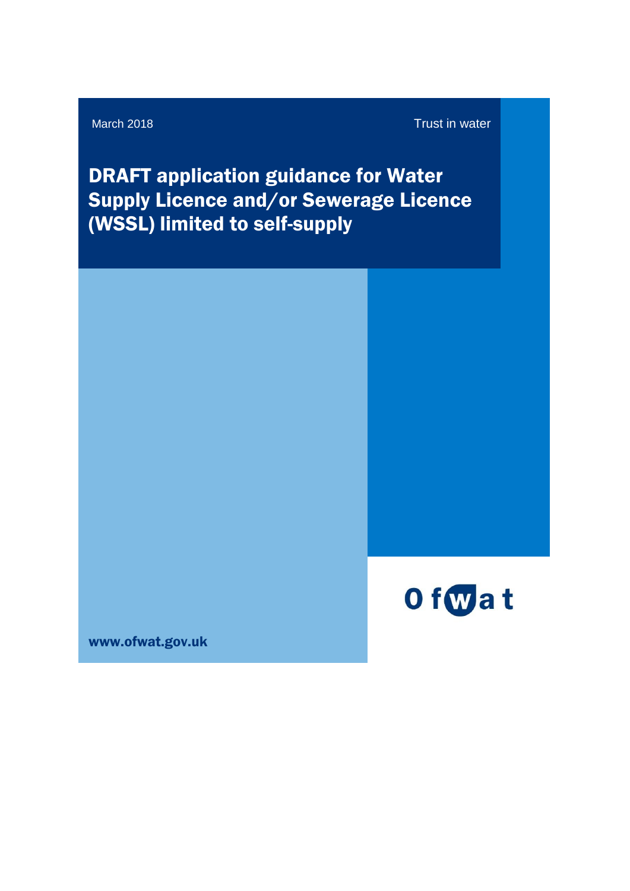March 2018

Trust in water

# DRAFT application guidance for Water Supply Licence and/or Sewerage Licence (WSSL) limited to self-supply

Ofwat

www.ofwat.gov.uk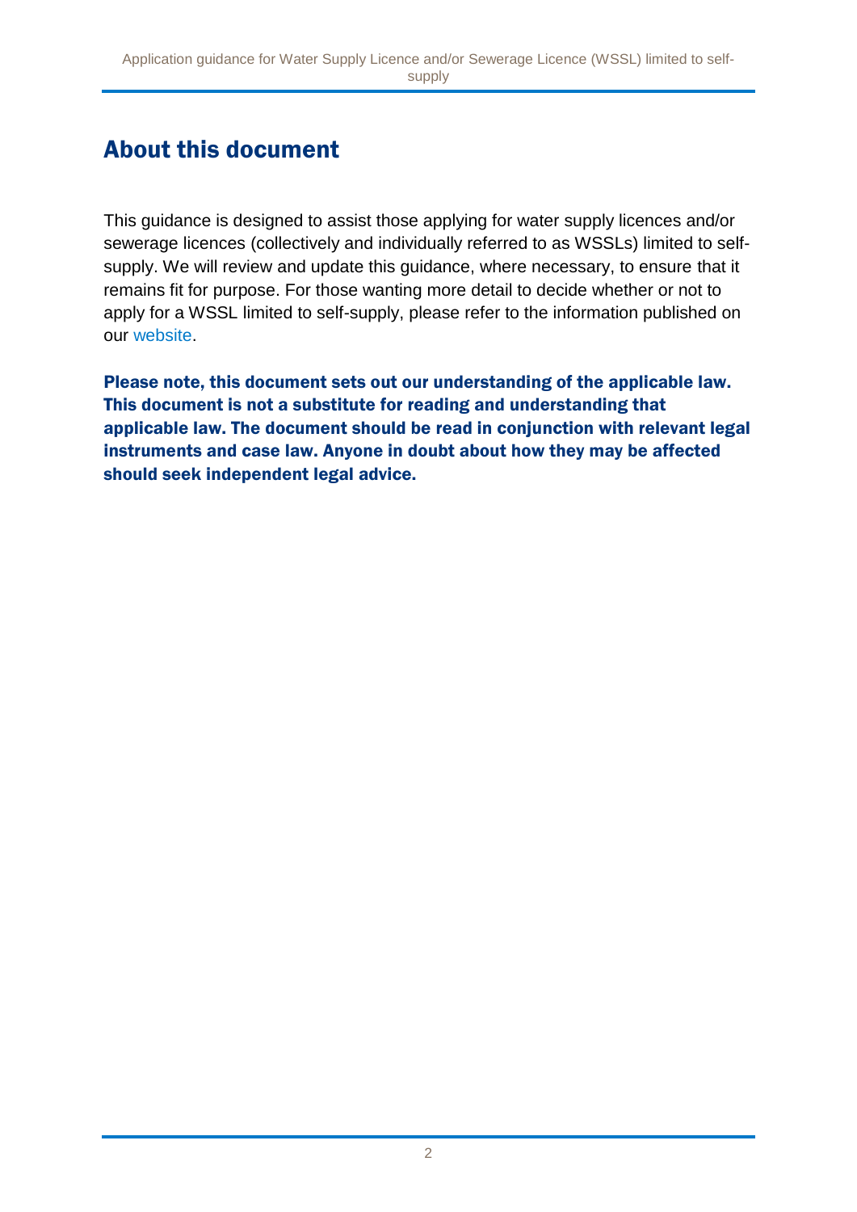# About this document

This guidance is designed to assist those applying for water supply licences and/or sewerage licences (collectively and individually referred to as WSSLs) limited to self-supply. We will review and update this guidance, where necessary, to ensure that it remains fit for purpose. For those wanting more detail to decide whether or not to apply for a WSSL limited to self-supply, please refer to the information published on our website.

**Please note, this document sets out our understanding of the applicable law. This document is not a substitute for reading and understanding that applicable law. The document should be read in conjunction with relevant legal instruments and case law. Anyone in doubt about how they may be affected should seek independent legal advice.**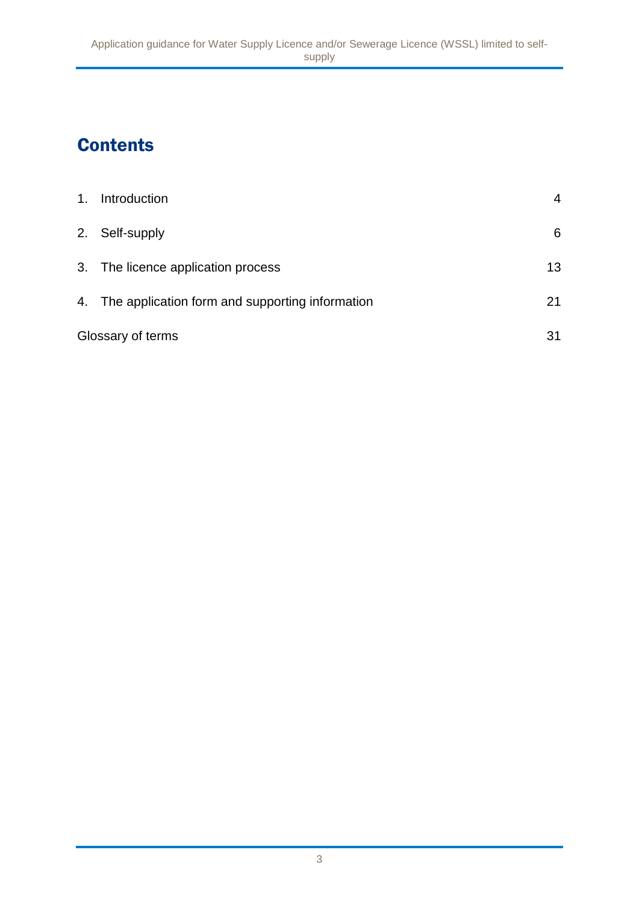# Contents

1. Introduction 4
2. Self-supply 6
3. The licence application process 13
4. The application form and supporting information 21

Glossary of terms 31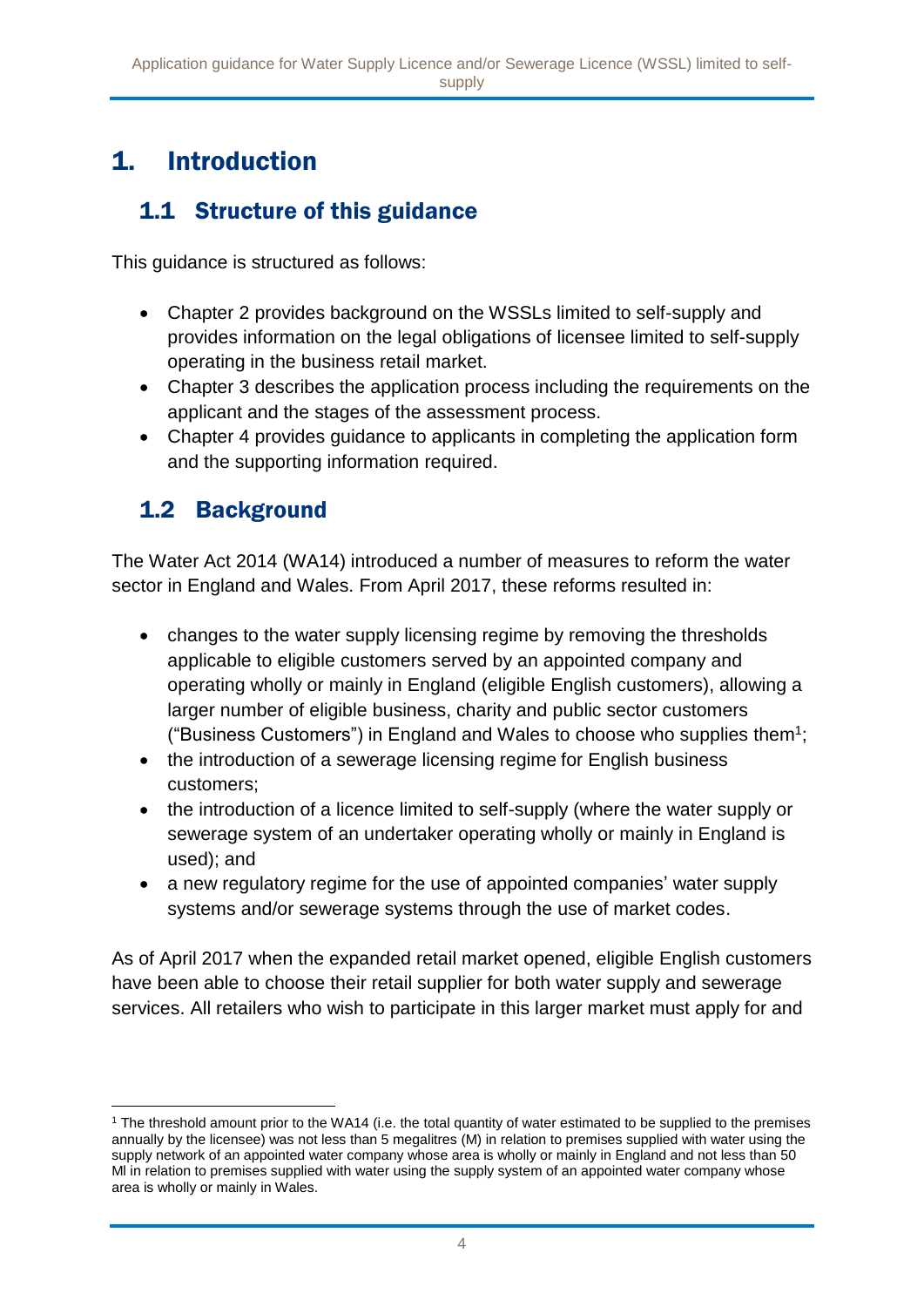# 1. Introduction

## 1.1 Structure of this guidance

This guidance is structured as follows:

- Chapter 2 provides background on the WSSLs limited to self-supply and provides information on the legal obligations of licensee limited to self-supply operating in the business retail market.
- Chapter 3 describes the application process including the requirements on the applicant and the stages of the assessment process.
- Chapter 4 provides guidance to applicants in completing the application form and the supporting information required.

## 1.2 Background

The Water Act 2014 (WA14) introduced a number of measures to reform the water sector in England and Wales. From April 2017, these reforms resulted in:

- changes to the water supply licensing regime by removing the thresholds applicable to eligible customers served by an appointed company and operating wholly or mainly in England (eligible English customers), allowing a larger number of eligible business, charity and public sector customers ("Business Customers") in England and Wales to choose who supplies them[1];
- the introduction of a sewerage licensing regime for English business customers;
- the introduction of a licence limited to self-supply (where the water supply or sewerage system of an undertaker operating wholly or mainly in England is used); and
- a new regulatory regime for the use of appointed companies' water supply systems and/or sewerage systems through the use of market codes.

As of April 2017 when the expanded retail market opened, eligible English customers have been able to choose their retail supplier for both water supply and sewerage services. All retailers who wish to participate in this larger market must apply for and

---

[1] The threshold amount prior to the WA14 (i.e. the total quantity of water estimated to be supplied to the premises annually by the licensee) was not less than 5 megalitres (M) in relation to premises supplied with water using the supply network of an appointed water company whose area is wholly or mainly in England and not less than 50 Ml in relation to premises supplied with water using the supply system of an appointed water company whose area is wholly or mainly in Wales.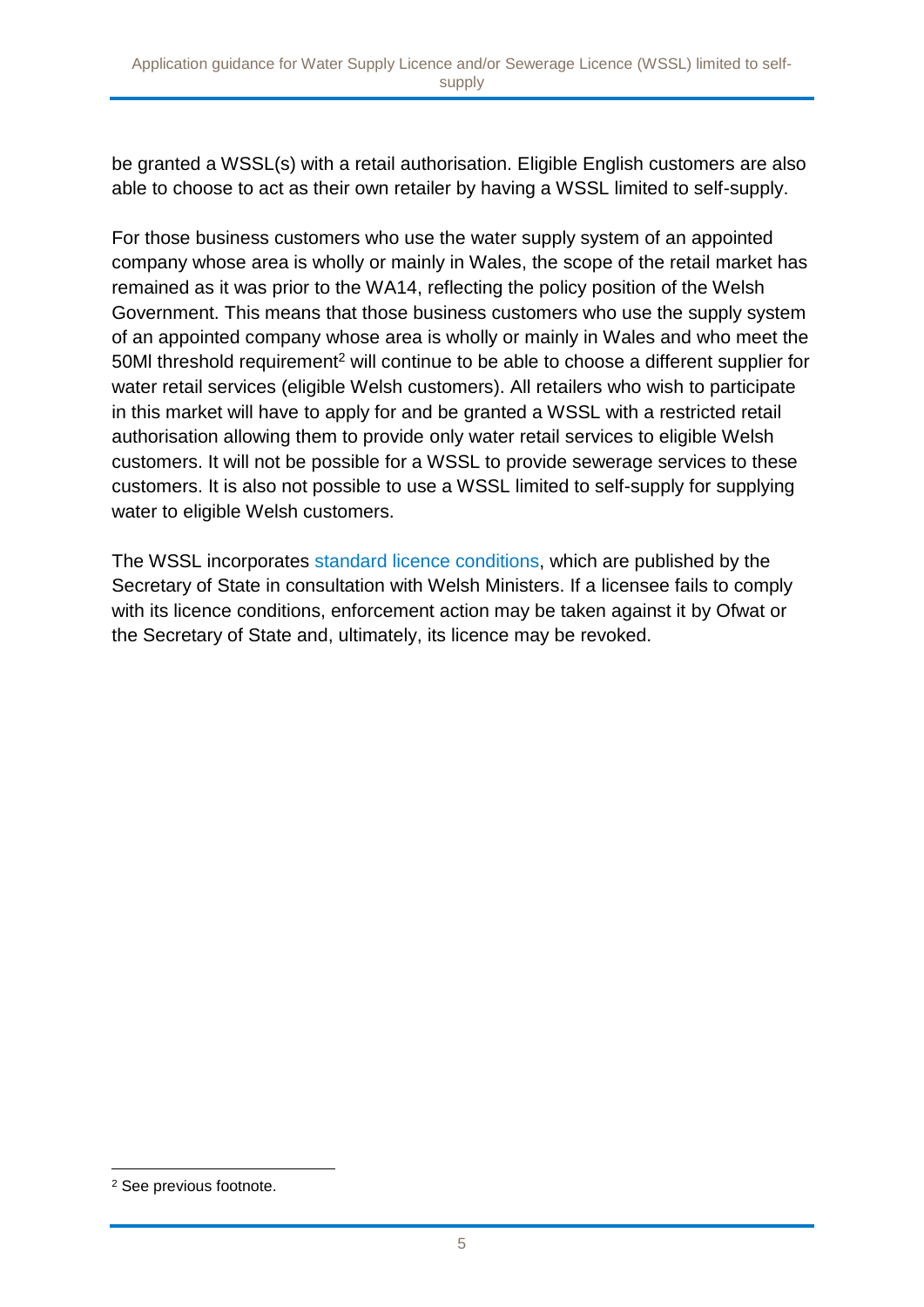be granted a WSSL(s) with a retail authorisation. Eligible English customers are also able to choose to act as their own retailer by having a WSSL limited to self-supply.

For those business customers who use the water supply system of an appointed company whose area is wholly or mainly in Wales, the scope of the retail market has remained as it was prior to the WA14, reflecting the policy position of the Welsh Government. This means that those business customers who use the supply system of an appointed company whose area is wholly or mainly in Wales and who meet the 50Ml threshold requirement[2] will continue to be able to choose a different supplier for water retail services (eligible Welsh customers). All retailers who wish to participate in this market will have to apply for and be granted a WSSL with a restricted retail authorisation allowing them to provide only water retail services to eligible Welsh customers. It will not be possible for a WSSL to provide sewerage services to these customers. It is also not possible to use a WSSL limited to self-supply for supplying water to eligible Welsh customers.

The WSSL incorporates standard licence conditions, which are published by the Secretary of State in consultation with Welsh Ministers. If a licensee fails to comply with its licence conditions, enforcement action may be taken against it by Ofwat or the Secretary of State and, ultimately, its licence may be revoked.

[2] See previous footnote.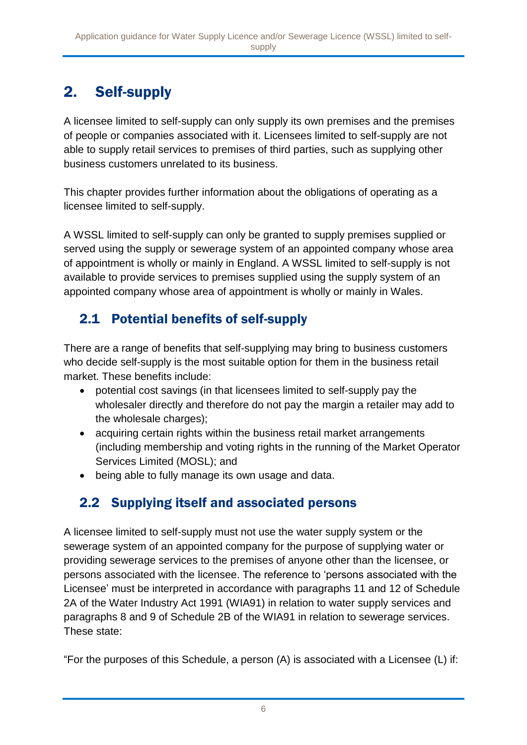## 2. Self-supply

A licensee limited to self-supply can only supply its own premises and the premises of people or companies associated with it. Licensees limited to self-supply are not able to supply retail services to premises of third parties, such as supplying other business customers unrelated to its business.

This chapter provides further information about the obligations of operating as a licensee limited to self-supply.

A WSSL limited to self-supply can only be granted to supply premises supplied or served using the supply or sewerage system of an appointed company whose area of appointment is wholly or mainly in England. A WSSL limited to self-supply is not available to provide services to premises supplied using the supply system of an appointed company whose area of appointment is wholly or mainly in Wales.

### 2.1 Potential benefits of self-supply

There are a range of benefits that self-supplying may bring to business customers who decide self-supply is the most suitable option for them in the business retail market. These benefits include:

- potential cost savings (in that licensees limited to self-supply pay the wholesaler directly and therefore do not pay the margin a retailer may add to the wholesale charges);
- acquiring certain rights within the business retail market arrangements (including membership and voting rights in the running of the Market Operator Services Limited (MOSL); and
- being able to fully manage its own usage and data.

### 2.2 Supplying itself and associated persons

A licensee limited to self-supply must not use the water supply system or the sewerage system of an appointed company for the purpose of supplying water or providing sewerage services to the premises of anyone other than the licensee, or persons associated with the licensee. The reference to 'persons associated with the Licensee' must be interpreted in accordance with paragraphs 11 and 12 of Schedule 2A of the Water Industry Act 1991 (WIA91) in relation to water supply services and paragraphs 8 and 9 of Schedule 2B of the WIA91 in relation to sewerage services. These state:

"For the purposes of this Schedule, a person (A) is associated with a Licensee (L) if: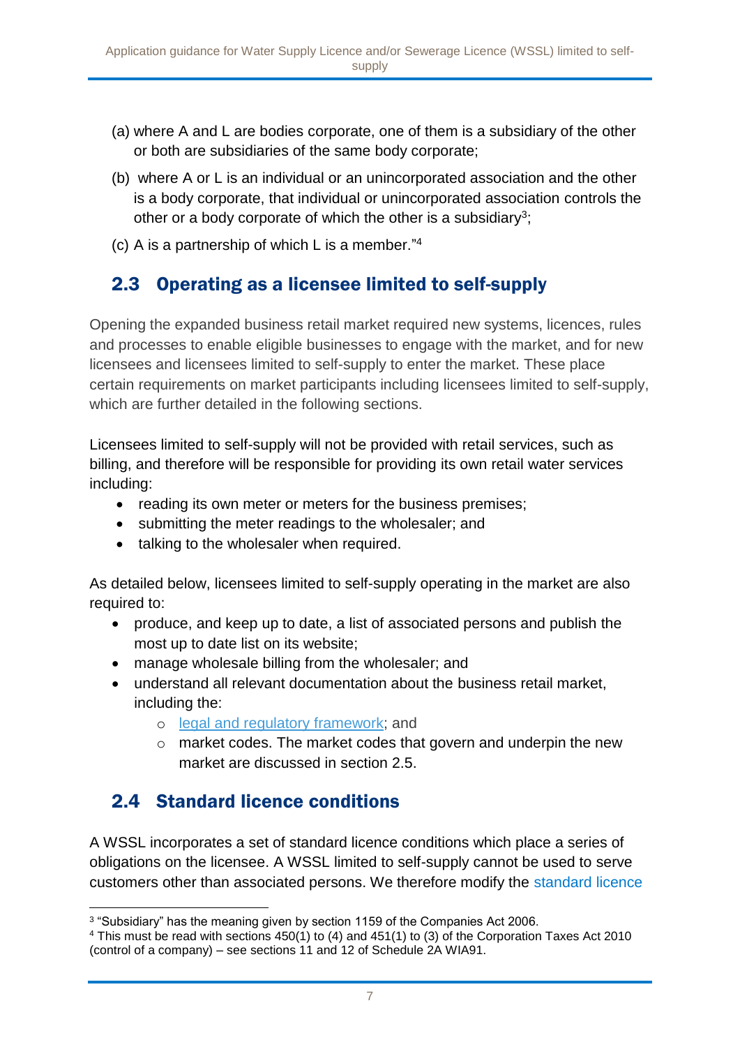(a) where A and L are bodies corporate, one of them is a subsidiary of the other or both are subsidiaries of the same body corporate;

(b) where A or L is an individual or an unincorporated association and the other is a body corporate, that individual or unincorporated association controls the other or a body corporate of which the other is a subsidiary[3];

(c) A is a partnership of which L is a member."[4]

## 2.3 Operating as a licensee limited to self-supply

Opening the expanded business retail market required new systems, licences, rules and processes to enable eligible businesses to engage with the market, and for new licensees and licensees limited to self-supply to enter the market. These place certain requirements on market participants including licensees limited to self-supply, which are further detailed in the following sections.

Licensees limited to self-supply will not be provided with retail services, such as billing, and therefore will be responsible for providing its own retail water services including:

- reading its own meter or meters for the business premises;
- submitting the meter readings to the wholesaler; and
- talking to the wholesaler when required.

As detailed below, licensees limited to self-supply operating in the market are also required to:

- produce, and keep up to date, a list of associated persons and publish the most up to date list on its website;
- manage wholesale billing from the wholesaler; and
- understand all relevant documentation about the business retail market, including the:
  - legal and regulatory framework; and
  - market codes. The market codes that govern and underpin the new market are discussed in section 2.5.

## 2.4 Standard licence conditions

A WSSL incorporates a set of standard licence conditions which place a series of obligations on the licensee. A WSSL limited to self-supply cannot be used to serve customers other than associated persons. We therefore modify the standard licence

---

[3] "Subsidiary" has the meaning given by section 1159 of the Companies Act 2006.

[4] This must be read with sections 450(1) to (4) and 451(1) to (3) of the Corporation Taxes Act 2010 (control of a company) – see sections 11 and 12 of Schedule 2A WIA91.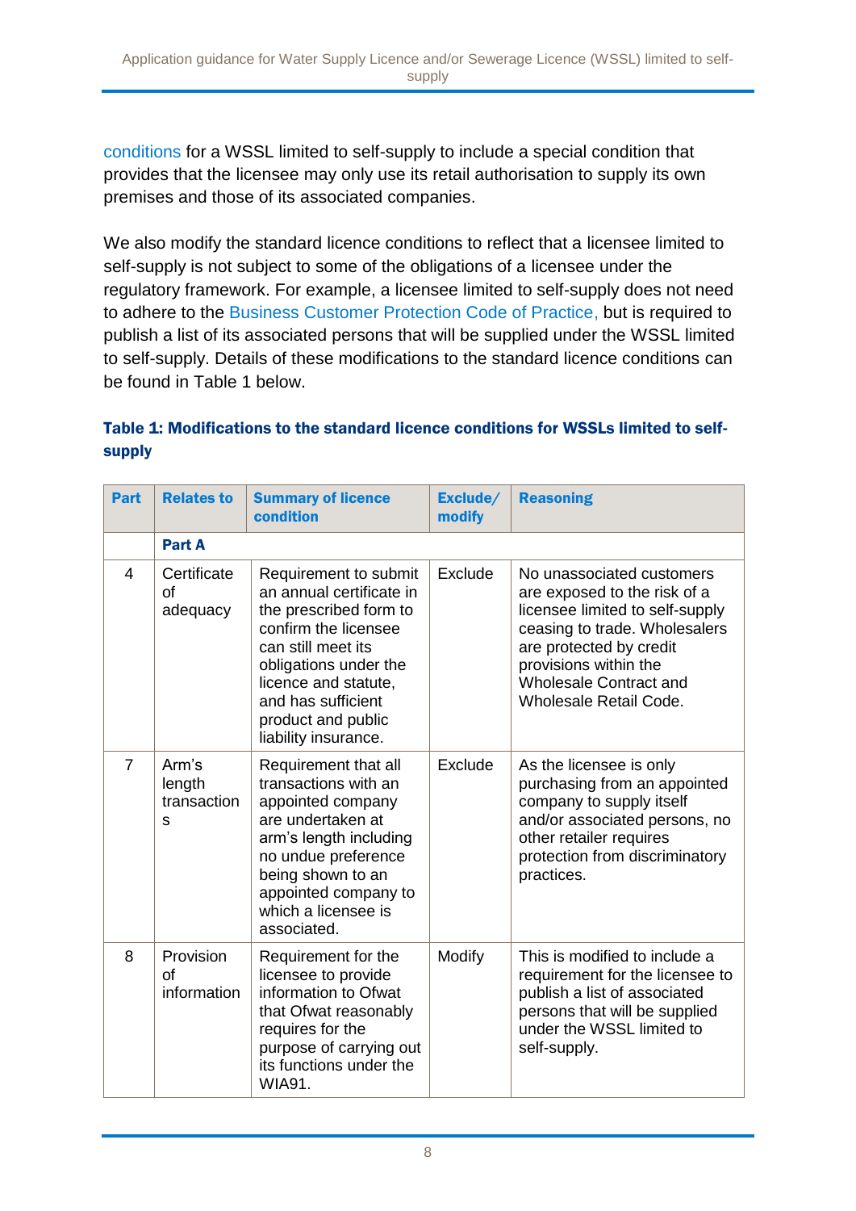conditions for a WSSL limited to self-supply to include a special condition that provides that the licensee may only use its retail authorisation to supply its own premises and those of its associated companies.

We also modify the standard licence conditions to reflect that a licensee limited to self-supply is not subject to some of the obligations of a licensee under the regulatory framework. For example, a licensee limited to self-supply does not need to adhere to the Business Customer Protection Code of Practice, but is required to publish a list of its associated persons that will be supplied under the WSSL limited to self-supply. Details of these modifications to the standard licence conditions can be found in Table 1 below.

**Table 1: Modifications to the standard licence conditions for WSSLs limited to self-supply**

| Part | Relates to | Summary of licence condition | Exclude/ modify | Reasoning |
|---|---|---|---|---|
| | **Part A** | | | |
| 4 | Certificate of adequacy | Requirement to submit an annual certificate in the prescribed form to confirm the licensee can still meet its obligations under the licence and statute, and has sufficient product and public liability insurance. | Exclude | No unassociated customers are exposed to the risk of a licensee limited to self-supply ceasing to trade. Wholesalers are protected by credit provisions within the Wholesale Contract and Wholesale Retail Code. |
| 7 | Arm's length transactions | Requirement that all transactions with an appointed company are undertaken at arm's length including no undue preference being shown to an appointed company to which a licensee is associated. | Exclude | As the licensee is only purchasing from an appointed company to supply itself and/or associated persons, no other retailer requires protection from discriminatory practices. |
| 8 | Provision of information | Requirement for the licensee to provide information to Ofwat that Ofwat reasonably requires for the purpose of carrying out its functions under the WIA91. | Modify | This is modified to include a requirement for the licensee to publish a list of associated persons that will be supplied under the WSSL limited to self-supply. |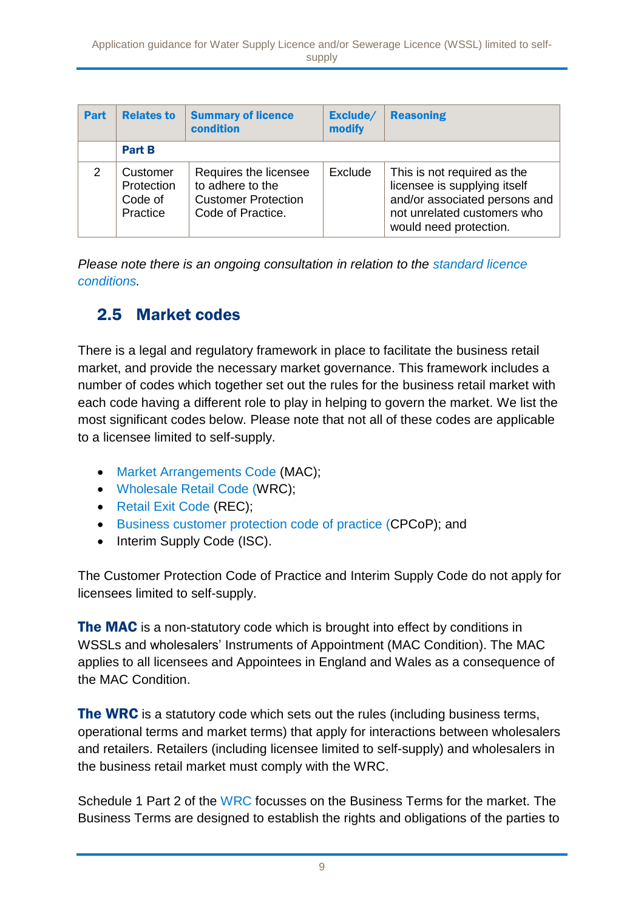| Part | Relates to | Summary of licence condition | Exclude/ modify | Reasoning |
|---|---|---|---|---|
| | **Part B** | | | |
| 2 | Customer Protection Code of Practice | Requires the licensee to adhere to the Customer Protection Code of Practice. | Exclude | This is not required as the licensee is supplying itself and/or associated persons and not unrelated customers who would need protection. |

*Please note there is an ongoing consultation in relation to the standard licence conditions.*

## 2.5 Market codes

There is a legal and regulatory framework in place to facilitate the business retail market, and provide the necessary market governance. This framework includes a number of codes which together set out the rules for the business retail market with each code having a different role to play in helping to govern the market. We list the most significant codes below. Please note that not all of these codes are applicable to a licensee limited to self-supply.

- Market Arrangements Code (MAC);
- Wholesale Retail Code (WRC);
- Retail Exit Code (REC);
- Business customer protection code of practice (CPCoP); and
- Interim Supply Code (ISC).

The Customer Protection Code of Practice and Interim Supply Code do not apply for licensees limited to self-supply.

**The MAC** is a non-statutory code which is brought into effect by conditions in WSSLs and wholesalers' Instruments of Appointment (MAC Condition). The MAC applies to all licensees and Appointees in England and Wales as a consequence of the MAC Condition.

**The WRC** is a statutory code which sets out the rules (including business terms, operational terms and market terms) that apply for interactions between wholesalers and retailers. Retailers (including licensee limited to self-supply) and wholesalers in the business retail market must comply with the WRC.

Schedule 1 Part 2 of the WRC focusses on the Business Terms for the market. The Business Terms are designed to establish the rights and obligations of the parties to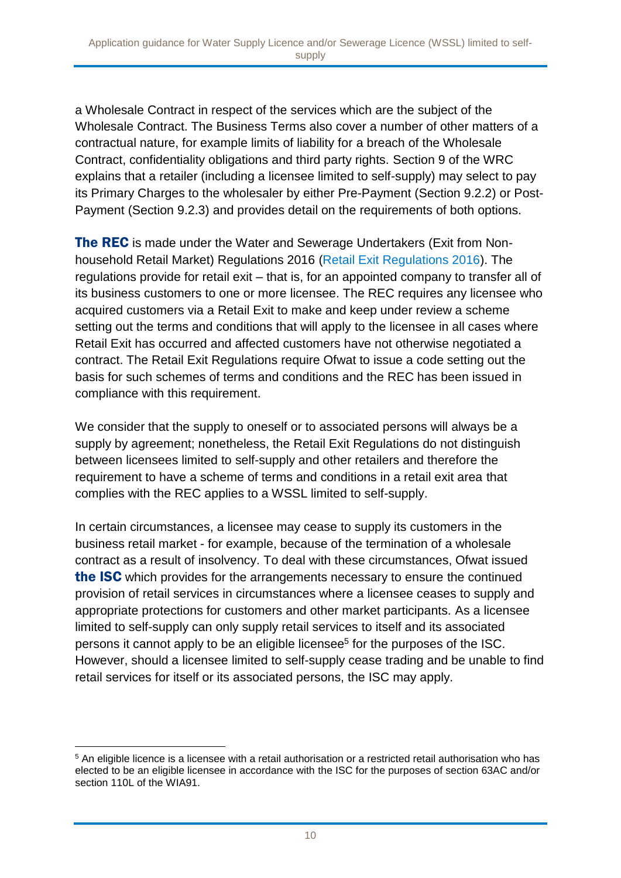a Wholesale Contract in respect of the services which are the subject of the Wholesale Contract. The Business Terms also cover a number of other matters of a contractual nature, for example limits of liability for a breach of the Wholesale Contract, confidentiality obligations and third party rights. Section 9 of the WRC explains that a retailer (including a licensee limited to self-supply) may select to pay its Primary Charges to the wholesaler by either Pre-Payment (Section 9.2.2) or Post-Payment (Section 9.2.3) and provides detail on the requirements of both options.

**The REC** is made under the Water and Sewerage Undertakers (Exit from Non-household Retail Market) Regulations 2016 (Retail Exit Regulations 2016). The regulations provide for retail exit – that is, for an appointed company to transfer all of its business customers to one or more licensee. The REC requires any licensee who acquired customers via a Retail Exit to make and keep under review a scheme setting out the terms and conditions that will apply to the licensee in all cases where Retail Exit has occurred and affected customers have not otherwise negotiated a contract. The Retail Exit Regulations require Ofwat to issue a code setting out the basis for such schemes of terms and conditions and the REC has been issued in compliance with this requirement.

We consider that the supply to oneself or to associated persons will always be a supply by agreement; nonetheless, the Retail Exit Regulations do not distinguish between licensees limited to self-supply and other retailers and therefore the requirement to have a scheme of terms and conditions in a retail exit area that complies with the REC applies to a WSSL limited to self-supply.

In certain circumstances, a licensee may cease to supply its customers in the business retail market - for example, because of the termination of a wholesale contract as a result of insolvency. To deal with these circumstances, Ofwat issued **the ISC** which provides for the arrangements necessary to ensure the continued provision of retail services in circumstances where a licensee ceases to supply and appropriate protections for customers and other market participants. As a licensee limited to self-supply can only supply retail services to itself and its associated persons it cannot apply to be an eligible licensee[5] for the purposes of the ISC. However, should a licensee limited to self-supply cease trading and be unable to find retail services for itself or its associated persons, the ISC may apply.

[5] An eligible licence is a licensee with a retail authorisation or a restricted retail authorisation who has elected to be an eligible licensee in accordance with the ISC for the purposes of section 63AC and/or section 110L of the WIA91.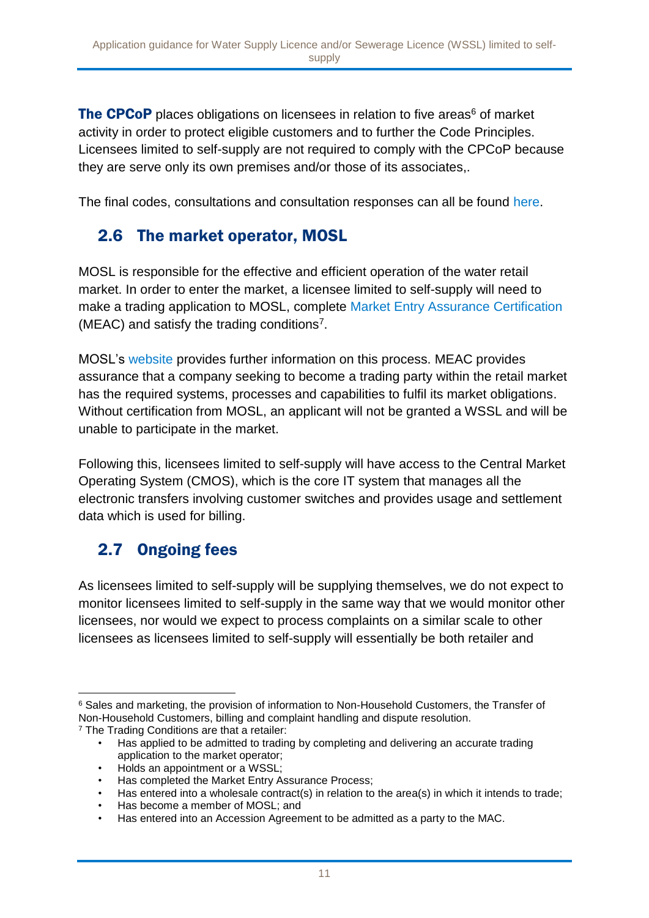**The CPCoP** places obligations on licensees in relation to five areas[6] of market activity in order to protect eligible customers and to further the Code Principles. Licensees limited to self-supply are not required to comply with the CPCoP because they are serve only its own premises and/or those of its associates,.

The final codes, consultations and consultation responses can all be found here.

## 2.6 The market operator, MOSL

MOSL is responsible for the effective and efficient operation of the water retail market. In order to enter the market, a licensee limited to self-supply will need to make a trading application to MOSL, complete Market Entry Assurance Certification (MEAC) and satisfy the trading conditions[7].

MOSL's website provides further information on this process. MEAC provides assurance that a company seeking to become a trading party within the retail market has the required systems, processes and capabilities to fulfil its market obligations. Without certification from MOSL, an applicant will not be granted a WSSL and will be unable to participate in the market.

Following this, licensees limited to self-supply will have access to the Central Market Operating System (CMOS), which is the core IT system that manages all the electronic transfers involving customer switches and provides usage and settlement data which is used for billing.

## 2.7 Ongoing fees

As licensees limited to self-supply will be supplying themselves, we do not expect to monitor licensees limited to self-supply in the same way that we would monitor other licensees, nor would we expect to process complaints on a similar scale to other licensees as licensees limited to self-supply will essentially be both retailer and

---

[6] Sales and marketing, the provision of information to Non-Household Customers, the Transfer of Non-Household Customers, billing and complaint handling and dispute resolution.

[7] The Trading Conditions are that a retailer:

- Has applied to be admitted to trading by completing and delivering an accurate trading application to the market operator;
- Holds an appointment or a WSSL;
- Has completed the Market Entry Assurance Process;
- Has entered into a wholesale contract(s) in relation to the area(s) in which it intends to trade;
- Has become a member of MOSL; and
- Has entered into an Accession Agreement to be admitted as a party to the MAC.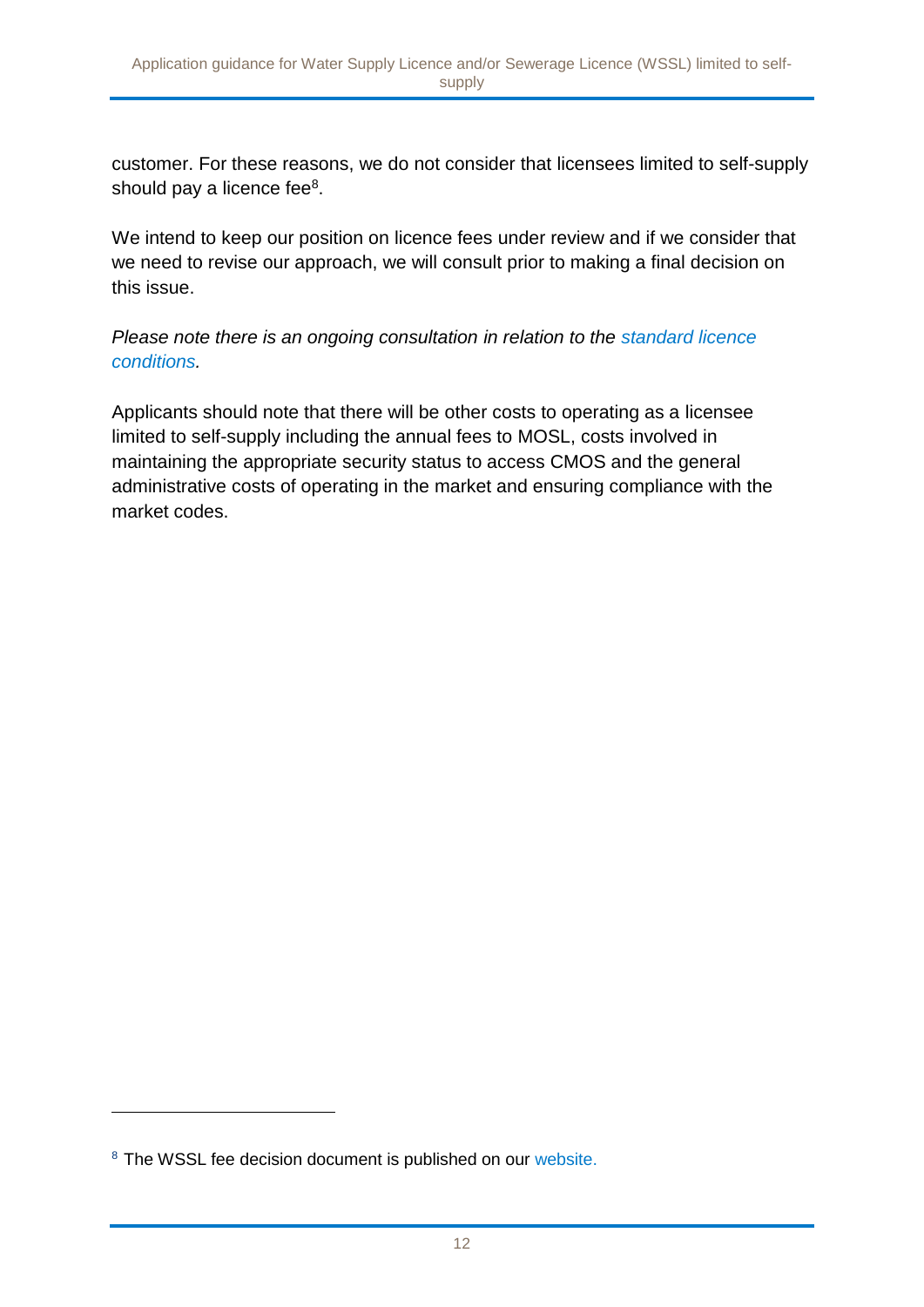customer. For these reasons, we do not consider that licensees limited to self-supply should pay a licence fee[8].

We intend to keep our position on licence fees under review and if we consider that we need to revise our approach, we will consult prior to making a final decision on this issue.

*Please note there is an ongoing consultation in relation to the standard licence conditions.*

Applicants should note that there will be other costs to operating as a licensee limited to self-supply including the annual fees to MOSL, costs involved in maintaining the appropriate security status to access CMOS and the general administrative costs of operating in the market and ensuring compliance with the market codes.

[8] The WSSL fee decision document is published on our website.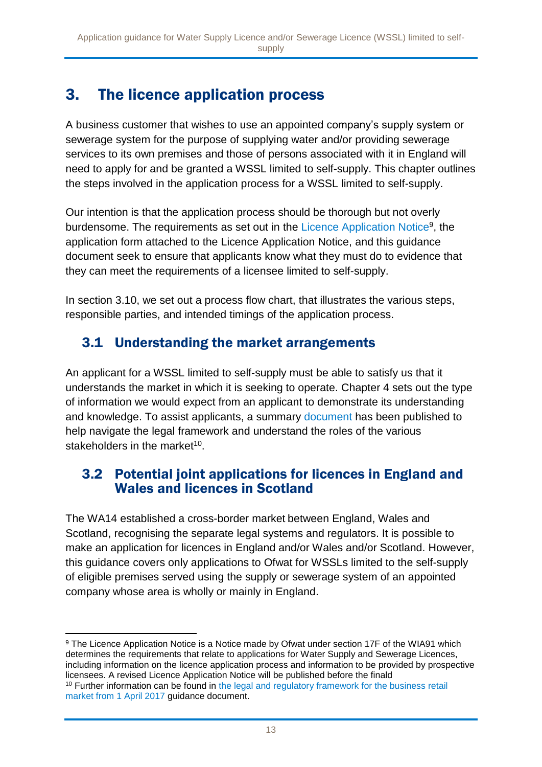# 3. The licence application process

A business customer that wishes to use an appointed company's supply system or sewerage system for the purpose of supplying water and/or providing sewerage services to its own premises and those of persons associated with it in England will need to apply for and be granted a WSSL limited to self-supply. This chapter outlines the steps involved in the application process for a WSSL limited to self-supply.

Our intention is that the application process should be thorough but not overly burdensome. The requirements as set out in the Licence Application Notice[9], the application form attached to the Licence Application Notice, and this guidance document seek to ensure that applicants know what they must do to evidence that they can meet the requirements of a licensee limited to self-supply.

In section 3.10, we set out a process flow chart, that illustrates the various steps, responsible parties, and intended timings of the application process.

## 3.1 Understanding the market arrangements

An applicant for a WSSL limited to self-supply must be able to satisfy us that it understands the market in which it is seeking to operate. Chapter 4 sets out the type of information we would expect from an applicant to demonstrate its understanding and knowledge. To assist applicants, a summary document has been published to help navigate the legal framework and understand the roles of the various stakeholders in the market[10].

## 3.2 Potential joint applications for licences in England and Wales and licences in Scotland

The WA14 established a cross-border market between England, Wales and Scotland, recognising the separate legal systems and regulators. It is possible to make an application for licences in England and/or Wales and/or Scotland. However, this guidance covers only applications to Ofwat for WSSLs limited to the self-supply of eligible premises served using the supply or sewerage system of an appointed company whose area is wholly or mainly in England.

---

[9] The Licence Application Notice is a Notice made by Ofwat under section 17F of the WIA91 which determines the requirements that relate to applications for Water Supply and Sewerage Licences, including information on the licence application process and information to be provided by prospective licensees. A revised Licence Application Notice will be published before the finald

[10] Further information can be found in the legal and regulatory framework for the business retail market from 1 April 2017 guidance document.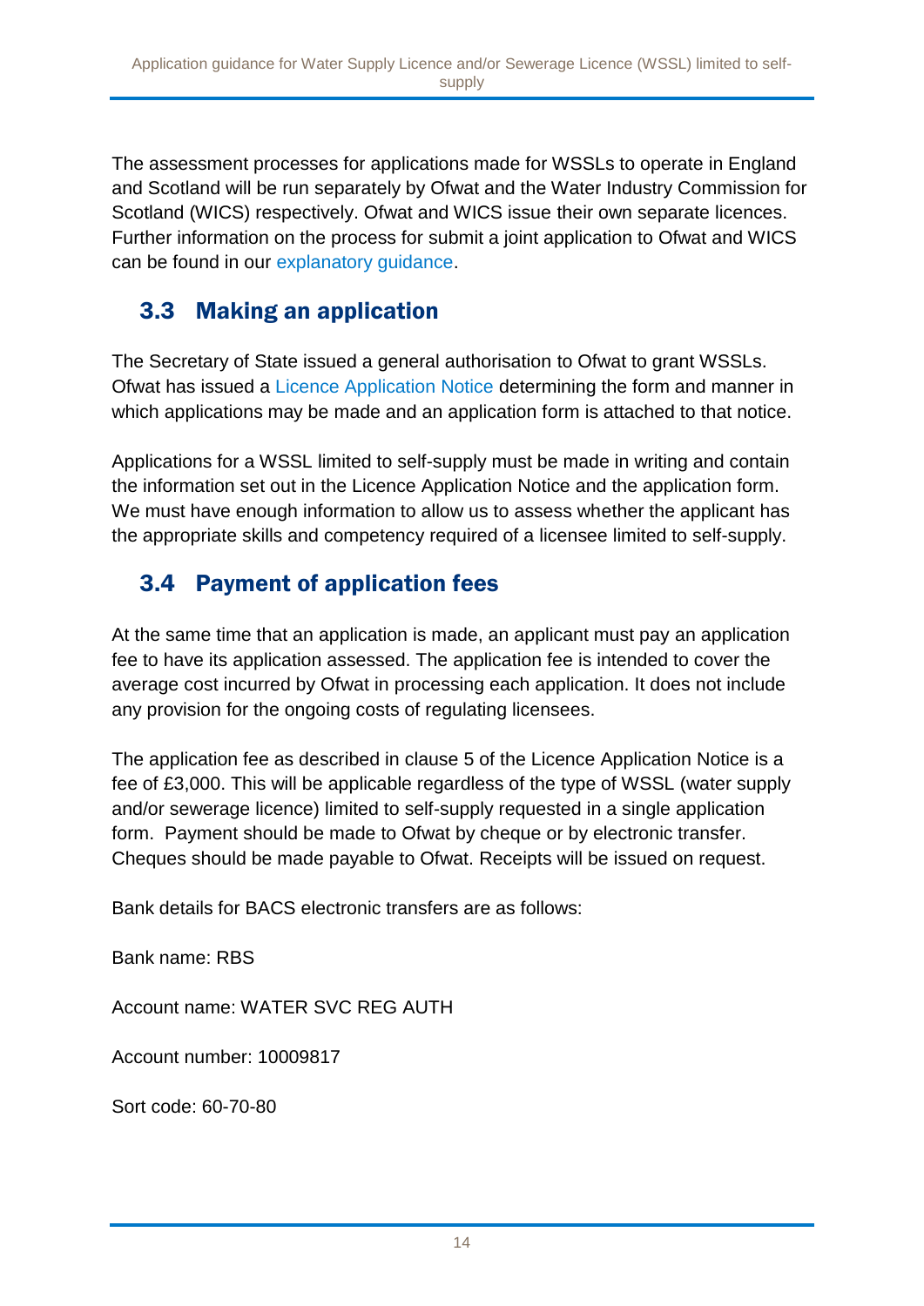The assessment processes for applications made for WSSLs to operate in England and Scotland will be run separately by Ofwat and the Water Industry Commission for Scotland (WICS) respectively. Ofwat and WICS issue their own separate licences. Further information on the process for submit a joint application to Ofwat and WICS can be found in our explanatory guidance.

## 3.3 Making an application

The Secretary of State issued a general authorisation to Ofwat to grant WSSLs. Ofwat has issued a Licence Application Notice determining the form and manner in which applications may be made and an application form is attached to that notice.

Applications for a WSSL limited to self-supply must be made in writing and contain the information set out in the Licence Application Notice and the application form. We must have enough information to allow us to assess whether the applicant has the appropriate skills and competency required of a licensee limited to self-supply.

## 3.4 Payment of application fees

At the same time that an application is made, an applicant must pay an application fee to have its application assessed. The application fee is intended to cover the average cost incurred by Ofwat in processing each application. It does not include any provision for the ongoing costs of regulating licensees.

The application fee as described in clause 5 of the Licence Application Notice is a fee of £3,000. This will be applicable regardless of the type of WSSL (water supply and/or sewerage licence) limited to self-supply requested in a single application form. Payment should be made to Ofwat by cheque or by electronic transfer. Cheques should be made payable to Ofwat. Receipts will be issued on request.

Bank details for BACS electronic transfers are as follows:

Bank name: RBS

Account name: WATER SVC REG AUTH

Account number: 10009817

Sort code: 60-70-80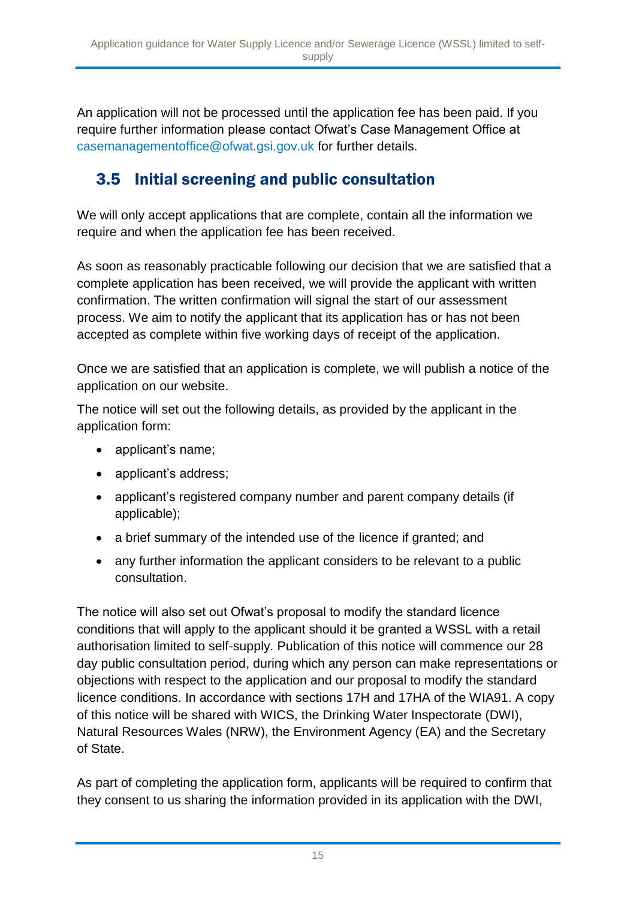An application will not be processed until the application fee has been paid. If you require further information please contact Ofwat's Case Management Office at casemanagementoffice@ofwat.gsi.gov.uk for further details.

## 3.5 Initial screening and public consultation

We will only accept applications that are complete, contain all the information we require and when the application fee has been received.

As soon as reasonably practicable following our decision that we are satisfied that a complete application has been received, we will provide the applicant with written confirmation. The written confirmation will signal the start of our assessment process. We aim to notify the applicant that its application has or has not been accepted as complete within five working days of receipt of the application.

Once we are satisfied that an application is complete, we will publish a notice of the application on our website.

The notice will set out the following details, as provided by the applicant in the application form:

- applicant's name;
- applicant's address;
- applicant's registered company number and parent company details (if applicable);
- a brief summary of the intended use of the licence if granted; and
- any further information the applicant considers to be relevant to a public consultation.

The notice will also set out Ofwat's proposal to modify the standard licence conditions that will apply to the applicant should it be granted a WSSL with a retail authorisation limited to self-supply. Publication of this notice will commence our 28 day public consultation period, during which any person can make representations or objections with respect to the application and our proposal to modify the standard licence conditions. In accordance with sections 17H and 17HA of the WIA91. A copy of this notice will be shared with WICS, the Drinking Water Inspectorate (DWI), Natural Resources Wales (NRW), the Environment Agency (EA) and the Secretary of State.

As part of completing the application form, applicants will be required to confirm that they consent to us sharing the information provided in its application with the DWI,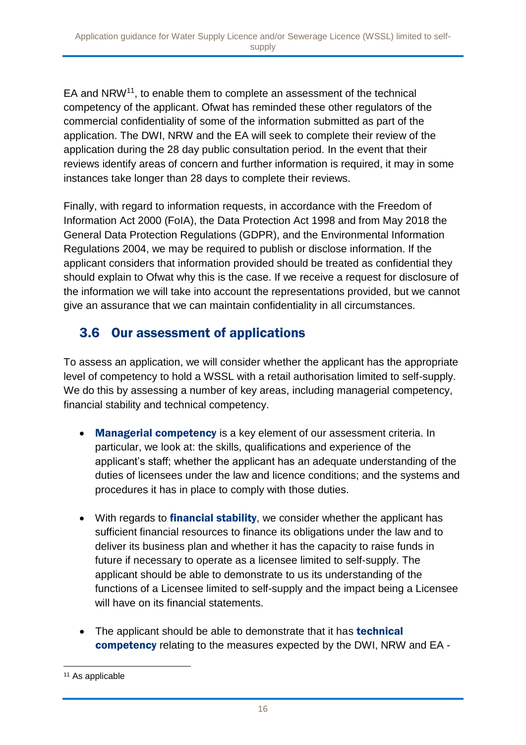EA and NRW[11], to enable them to complete an assessment of the technical competency of the applicant. Ofwat has reminded these other regulators of the commercial confidentiality of some of the information submitted as part of the application. The DWI, NRW and the EA will seek to complete their review of the application during the 28 day public consultation period. In the event that their reviews identify areas of concern and further information is required, it may in some instances take longer than 28 days to complete their reviews.

Finally, with regard to information requests, in accordance with the Freedom of Information Act 2000 (FoIA), the Data Protection Act 1998 and from May 2018 the General Data Protection Regulations (GDPR), and the Environmental Information Regulations 2004, we may be required to publish or disclose information. If the applicant considers that information provided should be treated as confidential they should explain to Ofwat why this is the case. If we receive a request for disclosure of the information we will take into account the representations provided, but we cannot give an assurance that we can maintain confidentiality in all circumstances.

## 3.6 Our assessment of applications

To assess an application, we will consider whether the applicant has the appropriate level of competency to hold a WSSL with a retail authorisation limited to self-supply. We do this by assessing a number of key areas, including managerial competency, financial stability and technical competency.

- **Managerial competency** is a key element of our assessment criteria. In particular, we look at: the skills, qualifications and experience of the applicant's staff; whether the applicant has an adequate understanding of the duties of licensees under the law and licence conditions; and the systems and procedures it has in place to comply with those duties.

- With regards to **financial stability**, we consider whether the applicant has sufficient financial resources to finance its obligations under the law and to deliver its business plan and whether it has the capacity to raise funds in future if necessary to operate as a licensee limited to self-supply. The applicant should be able to demonstrate to us its understanding of the functions of a Licensee limited to self-supply and the impact being a Licensee will have on its financial statements.

- The applicant should be able to demonstrate that it has **technical competency** relating to the measures expected by the DWI, NRW and EA -

[11] As applicable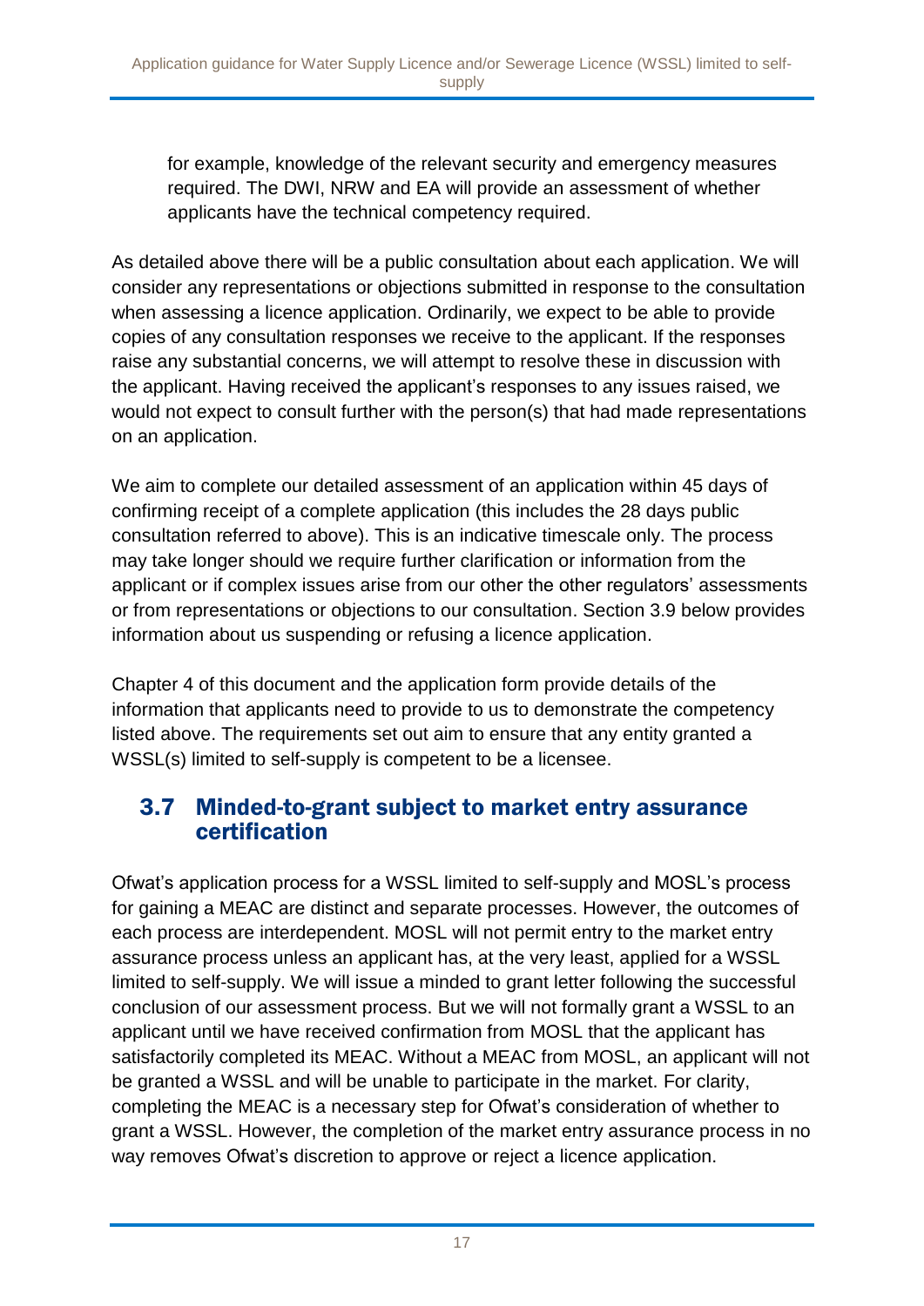for example, knowledge of the relevant security and emergency measures required. The DWI, NRW and EA will provide an assessment of whether applicants have the technical competency required.

As detailed above there will be a public consultation about each application. We will consider any representations or objections submitted in response to the consultation when assessing a licence application. Ordinarily, we expect to be able to provide copies of any consultation responses we receive to the applicant. If the responses raise any substantial concerns, we will attempt to resolve these in discussion with the applicant. Having received the applicant's responses to any issues raised, we would not expect to consult further with the person(s) that had made representations on an application.

We aim to complete our detailed assessment of an application within 45 days of confirming receipt of a complete application (this includes the 28 days public consultation referred to above). This is an indicative timescale only. The process may take longer should we require further clarification or information from the applicant or if complex issues arise from our other the other regulators' assessments or from representations or objections to our consultation. Section 3.9 below provides information about us suspending or refusing a licence application.

Chapter 4 of this document and the application form provide details of the information that applicants need to provide to us to demonstrate the competency listed above. The requirements set out aim to ensure that any entity granted a WSSL(s) limited to self-supply is competent to be a licensee.

## 3.7 Minded-to-grant subject to market entry assurance certification

Ofwat's application process for a WSSL limited to self-supply and MOSL's process for gaining a MEAC are distinct and separate processes. However, the outcomes of each process are interdependent. MOSL will not permit entry to the market entry assurance process unless an applicant has, at the very least, applied for a WSSL limited to self-supply. We will issue a minded to grant letter following the successful conclusion of our assessment process. But we will not formally grant a WSSL to an applicant until we have received confirmation from MOSL that the applicant has satisfactorily completed its MEAC. Without a MEAC from MOSL, an applicant will not be granted a WSSL and will be unable to participate in the market. For clarity, completing the MEAC is a necessary step for Ofwat's consideration of whether to grant a WSSL. However, the completion of the market entry assurance process in no way removes Ofwat's discretion to approve or reject a licence application.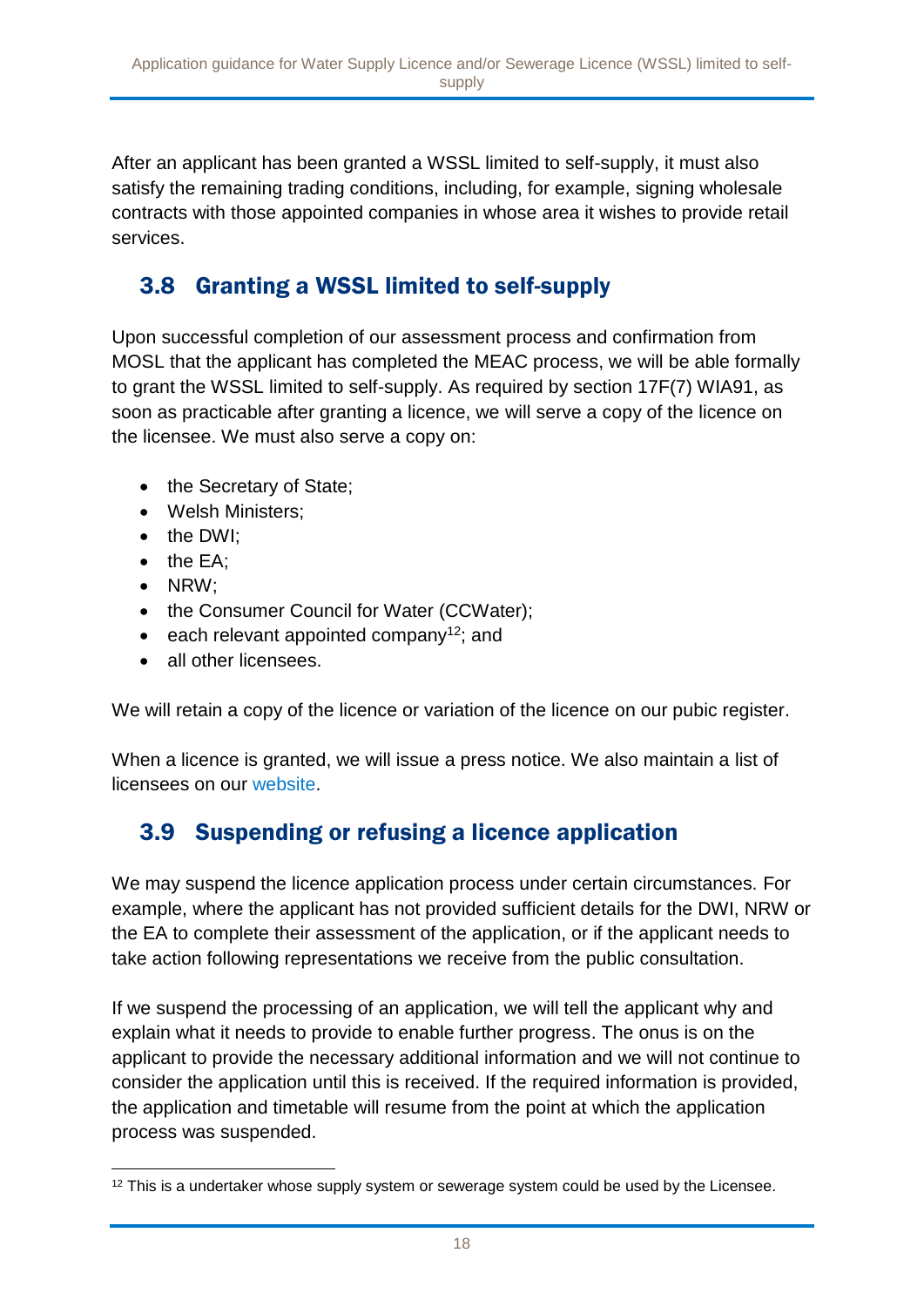After an applicant has been granted a WSSL limited to self-supply, it must also satisfy the remaining trading conditions, including, for example, signing wholesale contracts with those appointed companies in whose area it wishes to provide retail services.

## 3.8 Granting a WSSL limited to self-supply

Upon successful completion of our assessment process and confirmation from MOSL that the applicant has completed the MEAC process, we will be able formally to grant the WSSL limited to self-supply. As required by section 17F(7) WIA91, as soon as practicable after granting a licence, we will serve a copy of the licence on the licensee. We must also serve a copy on:

- the Secretary of State;
- Welsh Ministers;
- the DWI;
- the EA;
- NRW;
- the Consumer Council for Water (CCWater);
- each relevant appointed company[12]; and
- all other licensees.

We will retain a copy of the licence or variation of the licence on our pubic register.

When a licence is granted, we will issue a press notice. We also maintain a list of licensees on our website.

## 3.9 Suspending or refusing a licence application

We may suspend the licence application process under certain circumstances. For example, where the applicant has not provided sufficient details for the DWI, NRW or the EA to complete their assessment of the application, or if the applicant needs to take action following representations we receive from the public consultation.

If we suspend the processing of an application, we will tell the applicant why and explain what it needs to provide to enable further progress. The onus is on the applicant to provide the necessary additional information and we will not continue to consider the application until this is received. If the required information is provided, the application and timetable will resume from the point at which the application process was suspended.

[12] This is a undertaker whose supply system or sewerage system could be used by the Licensee.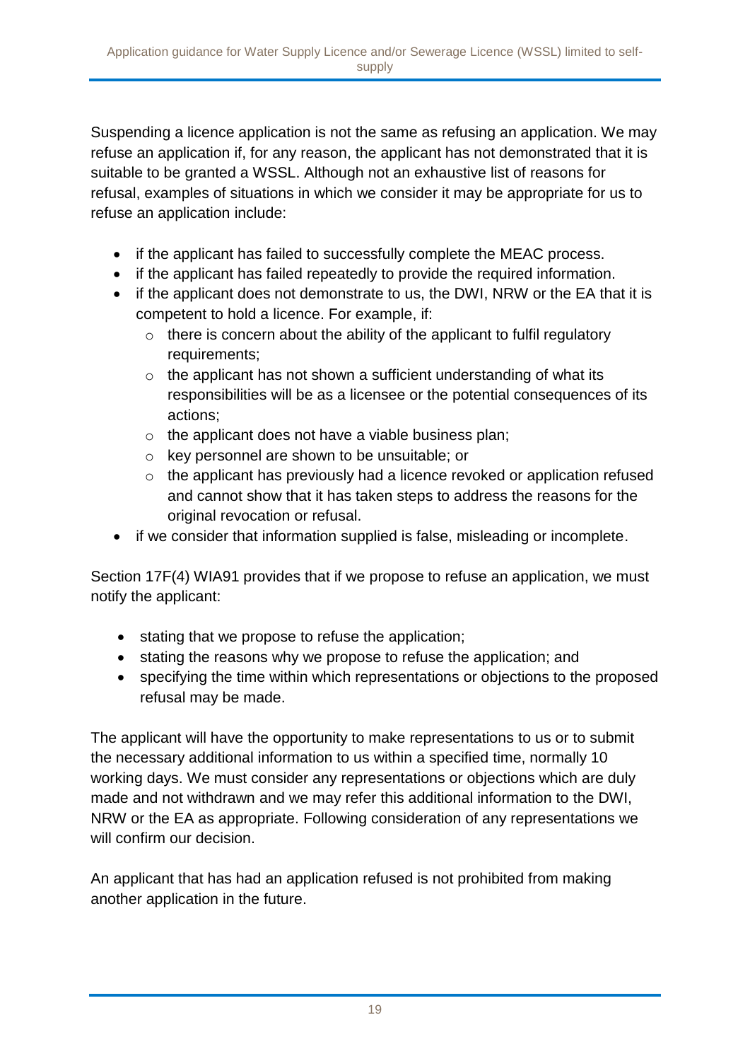Suspending a licence application is not the same as refusing an application. We may refuse an application if, for any reason, the applicant has not demonstrated that it is suitable to be granted a WSSL. Although not an exhaustive list of reasons for refusal, examples of situations in which we consider it may be appropriate for us to refuse an application include:

- if the applicant has failed to successfully complete the MEAC process.
- if the applicant has failed repeatedly to provide the required information.
- if the applicant does not demonstrate to us, the DWI, NRW or the EA that it is competent to hold a licence. For example, if:
  - there is concern about the ability of the applicant to fulfil regulatory requirements;
  - the applicant has not shown a sufficient understanding of what its responsibilities will be as a licensee or the potential consequences of its actions;
  - the applicant does not have a viable business plan;
  - key personnel are shown to be unsuitable; or
  - the applicant has previously had a licence revoked or application refused and cannot show that it has taken steps to address the reasons for the original revocation or refusal.
- if we consider that information supplied is false, misleading or incomplete.

Section 17F(4) WIA91 provides that if we propose to refuse an application, we must notify the applicant:

- stating that we propose to refuse the application;
- stating the reasons why we propose to refuse the application; and
- specifying the time within which representations or objections to the proposed refusal may be made.

The applicant will have the opportunity to make representations to us or to submit the necessary additional information to us within a specified time, normally 10 working days. We must consider any representations or objections which are duly made and not withdrawn and we may refer this additional information to the DWI, NRW or the EA as appropriate. Following consideration of any representations we will confirm our decision.

An applicant that has had an application licence refused is not prohibited from making another application in the future.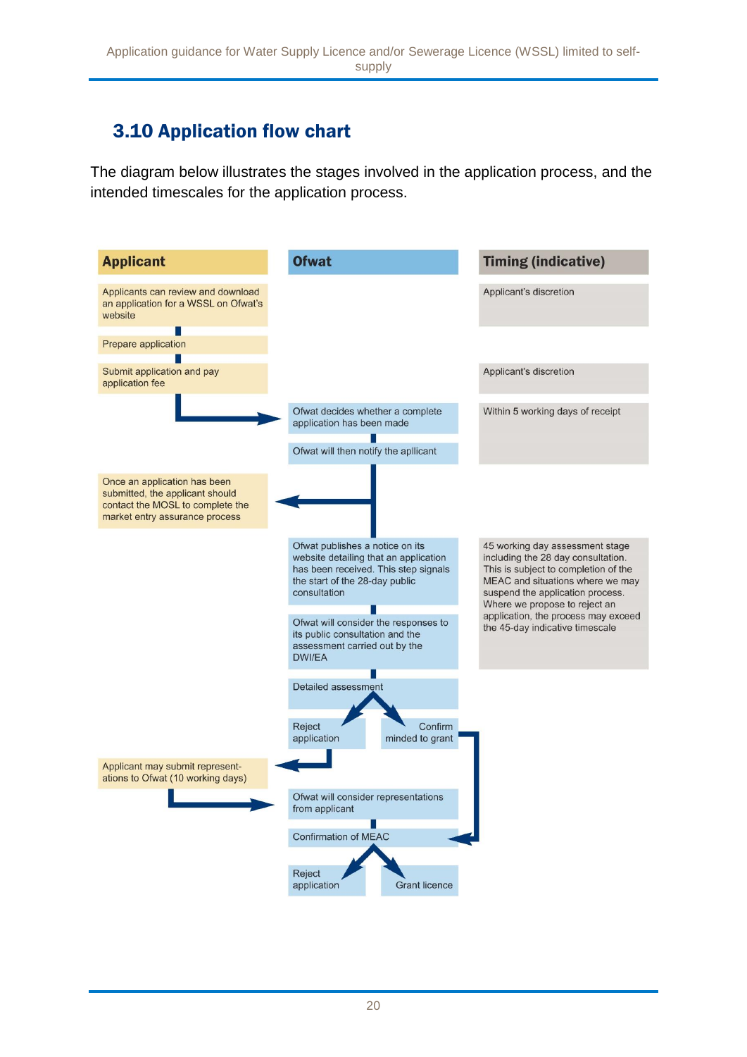## 3.10 Application flow chart

The diagram below illustrates the stages involved in the application process, and the intended timescales for the application process.

| Applicant | Ofwat | Timing (indicative) |
| --- | --- | --- |
| Applicants can review and download an application for a WSSL on Ofwat's website | | Applicant's discretion |
| Prepare application | | |
| Submit application and pay application fee | | Applicant's discretion |
| | Ofwat decides whether a complete application has been made | Within 5 working days of receipt |
| | Ofwat will then notify the applicant | |
| Once an application has been submitted, the applicant should contact the MOSL to complete the market entry assurance process | | |
| | Ofwat publishes a notice on its website detailing that an application has been received. This step signals the start of the 28-day public consultation | 45 working day assessment stage including the 28 day consultation. This is subject to completion of the MEAC and situations where we may suspend the application process. Where we propose to reject an application, the process may exceed the 45-day indicative timescale |
| | Ofwat will consider the responses to its public consultation and the assessment carried out by the DWI/EA | |
| | Detailed assessment | |
| | Reject application / Confirm minded to grant | |
| Applicant may submit representations to Ofwat (10 working days) | | |
| | Ofwat will consider representations from applicant | |
| | Confirmation of MEAC | |
| | Reject application / Grant licence | |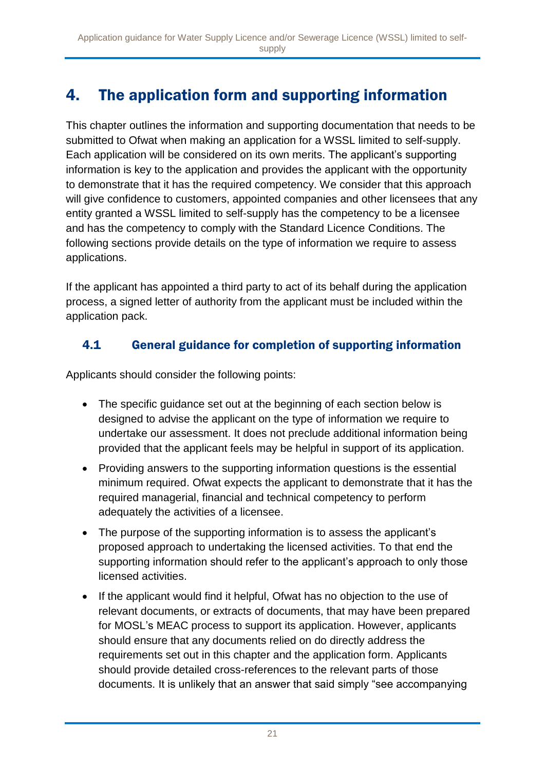# 4. The application form and supporting information

This chapter outlines the information and supporting documentation that needs to be submitted to Ofwat when making an application for a WSSL limited to self-supply. Each application will be considered on its own merits. The applicant's supporting information is key to the application and provides the applicant with the opportunity to demonstrate that it has the required competency. We consider that this approach will give confidence to customers, appointed companies and other licensees that any entity granted a WSSL limited to self-supply has the competency to be a licensee and has the competency to comply with the Standard Licence Conditions. The following sections provide details on the type of information we require to assess applications.

If the applicant has appointed a third party to act of its behalf during the application process, a signed letter of authority from the applicant must be included within the application pack.

## 4.1 General guidance for completion of supporting information

Applicants should consider the following points:

- The specific guidance set out at the beginning of each section below is designed to advise the applicant on the type of information we require to undertake our assessment. It does not preclude additional information being provided that the applicant feels may be helpful in support of its application.
- Providing answers to the supporting information questions is the essential minimum required. Ofwat expects the applicant to demonstrate that it has the required managerial, financial and technical competency to perform adequately the activities of a licensee.
- The purpose of the supporting information is to assess the applicant's proposed approach to undertaking the licensed activities. To that end the supporting information should refer to the applicant's approach to only those licensed activities.
- If the applicant would find it helpful, Ofwat has no objection to the use of relevant documents, or extracts of documents, that may have been prepared for MOSL's MEAC process to support its application. However, applicants should ensure that any documents relied on do directly address the requirements set out in this chapter and the application form. Applicants should provide detailed cross-references to the relevant parts of those documents. It is unlikely that an answer that said simply "see accompanying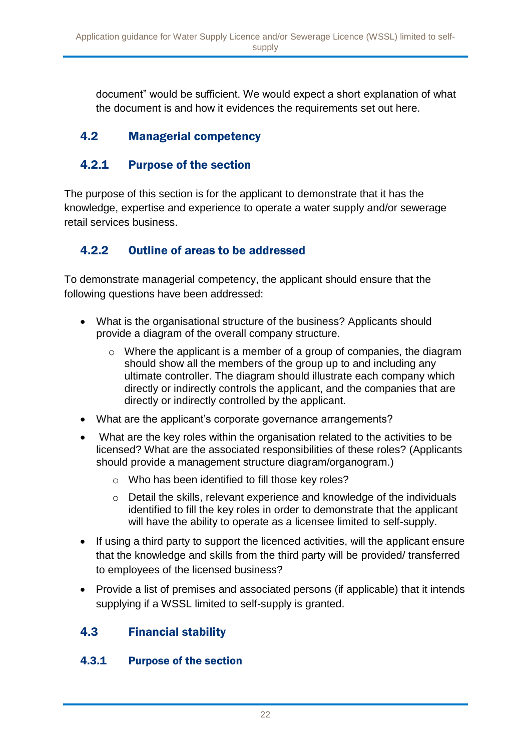document" would be sufficient. We would expect a short explanation of what the document is and how it evidences the requirements set out here.

## 4.2 Managerial competency

### 4.2.1 Purpose of the section

The purpose of this section is for the applicant to demonstrate that it has the knowledge, expertise and experience to operate a water supply and/or sewerage retail services business.

### 4.2.2 Outline of areas to be addressed

To demonstrate managerial competency, the applicant should ensure that the following questions have been addressed:

- What is the organisational structure of the business? Applicants should provide a diagram of the overall company structure.
    - Where the applicant is a member of a group of companies, the diagram should show all the members of the group up to and including any ultimate controller. The diagram should illustrate each company which directly or indirectly controls the applicant, and the companies that are directly or indirectly controlled by the applicant.
- What are the applicant's corporate governance arrangements?
- What are the key roles within the organisation related to the activities to be licensed? What are the associated responsibilities of these roles? (Applicants should provide a management structure diagram/organogram.)
    - Who has been identified to fill those key roles?
    - Detail the skills, relevant experience and knowledge of the individuals identified to fill the key roles in order to demonstrate that the applicant will have the ability to operate as a licensee limited to self-supply.
- If using a third party to support the licenced activities, will the applicant ensure that the knowledge and skills from the third party will be provided/ transferred to employees of the licensed business?
- Provide a list of premises and associated persons (if applicable) that it intends supplying if a WSSL limited to self-supply is granted.

## 4.3 Financial stability

### 4.3.1 Purpose of the section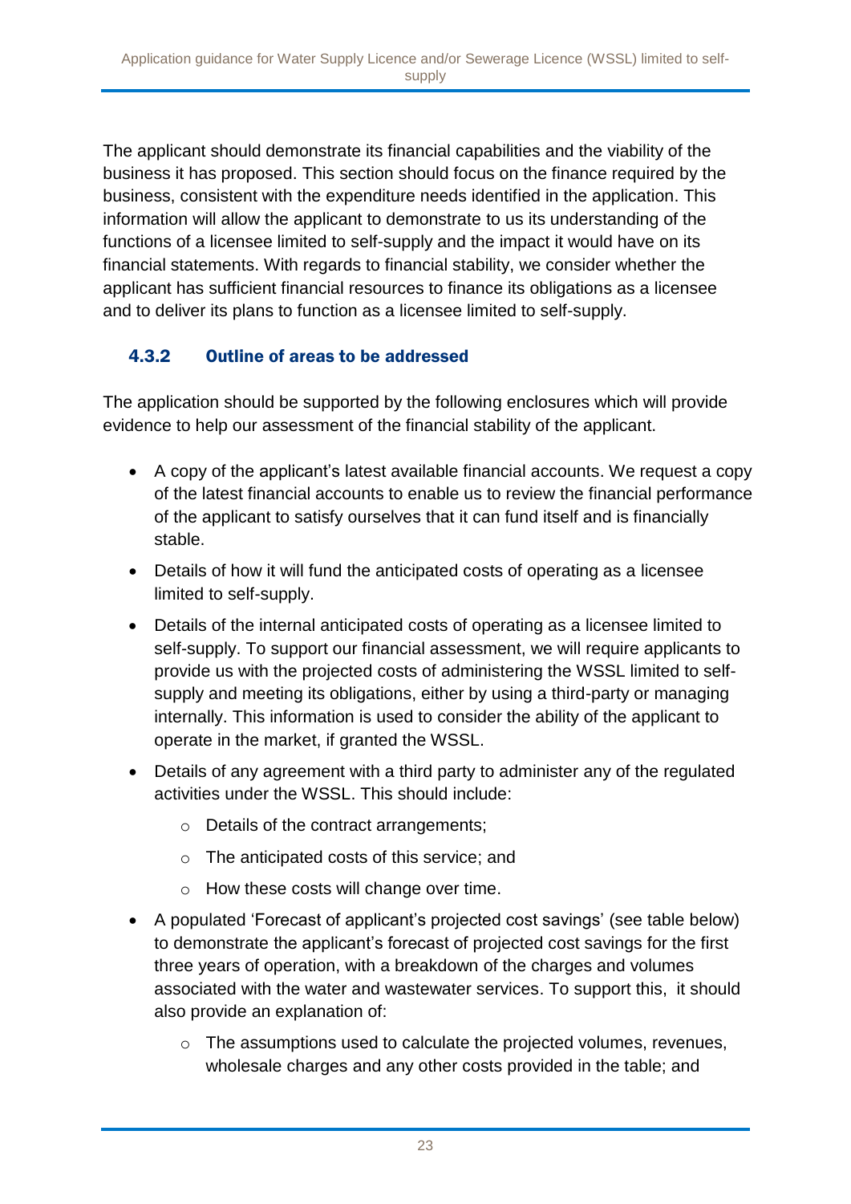The applicant should demonstrate its financial capabilities and the viability of the business it has proposed. This section should focus on the finance required by the business, consistent with the expenditure needs identified in the application. This information will allow the applicant to demonstrate to us its understanding of the functions of a licensee limited to self-supply and the impact it would have on its financial statements. With regards to financial stability, we consider whether the applicant has sufficient financial resources to finance its obligations as a licensee and to deliver its plans to function as a licensee limited to self-supply.

### 4.3.2 Outline of areas to be addressed

The application should be supported by the following enclosures which will provide evidence to help our assessment of the financial stability of the applicant.

- A copy of the applicant's latest available financial accounts. We request a copy of the latest financial accounts to enable us to review the financial performance of the applicant to satisfy ourselves that it can fund itself and is financially stable.
- Details of how it will fund the anticipated costs of operating as a licensee limited to self-supply.
- Details of the internal anticipated costs of operating as a licensee limited to self-supply. To support our financial assessment, we will require applicants to provide us with the projected costs of administering the WSSL limited to self-supply and meeting its obligations, either by using a third-party or managing internally. This information is used to consider the ability of the applicant to operate in the market, if granted the WSSL.
- Details of any agreement with a third party to administer any of the regulated activities under the WSSL. This should include:
  - Details of the contract arrangements;
  - The anticipated costs of this service; and
  - How these costs will change over time.
- A populated 'Forecast of applicant's projected cost savings' (see table below) to demonstrate the applicant's forecast of projected cost savings for the first three years of operation, with a breakdown of the charges and volumes associated with the water and wastewater services. To support this, it should also provide an explanation of:
  - The assumptions used to calculate the projected volumes, revenues, wholesale charges and any other costs provided in the table; and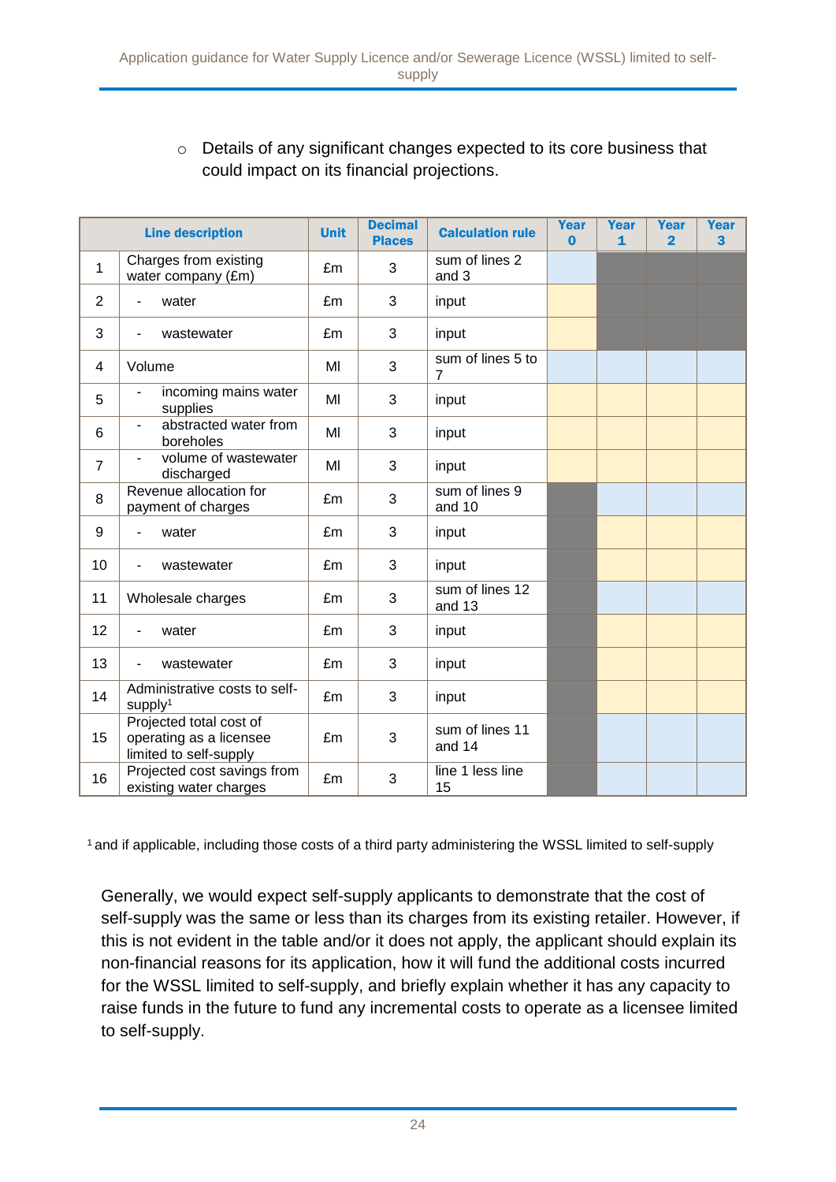- Details of any significant changes expected to its core business that could impact on its financial projections.

| | Line description | Unit | Decimal Places | Calculation rule | Year 0 | Year 1 | Year 2 | Year 3 |
|---|---|---|---|---|---|---|---|---|
| 1 | Charges from existing water company (£m) | £m | 3 | sum of lines 2 and 3 | | | | |
| 2 | - water | £m | 3 | input | | | | |
| 3 | - wastewater | £m | 3 | input | | | | |
| 4 | Volume | Ml | 3 | sum of lines 5 to 7 | | | | |
| 5 | - incoming mains water supplies | Ml | 3 | input | | | | |
| 6 | - abstracted water from boreholes | Ml | 3 | input | | | | |
| 7 | - volume of wastewater discharged | Ml | 3 | input | | | | |
| 8 | Revenue allocation for payment of charges | £m | 3 | sum of lines 9 and 10 | | | | |
| 9 | - water | £m | 3 | input | | | | |
| 10 | - wastewater | £m | 3 | input | | | | |
| 11 | Wholesale charges | £m | 3 | sum of lines 12 and 13 | | | | |
| 12 | - water | £m | 3 | input | | | | |
| 13 | - wastewater | £m | 3 | input | | | | |
| 14 | Administrative costs to self-supply[1] | £m | 3 | input | | | | |
| 15 | Projected total cost of operating as a licensee limited to self-supply | £m | 3 | sum of lines 11 and 14 | | | | |
| 16 | Projected cost savings from existing water charges | £m | 3 | line 1 less line 15 | | | | |

[1] and if applicable, including those costs of a third party administering the WSSL limited to self-supply

Generally, we would expect self-supply applicants to demonstrate that the cost of self-supply was the same or less than its charges from its existing retailer. However, if this is not evident in the table and/or it does not apply, the applicant should explain its non-financial reasons for its application, how it will fund the additional costs incurred for the WSSL limited to self-supply, and briefly explain whether it has any capacity to raise funds in the future to fund any incremental costs to operate as a licensee limited to self-supply.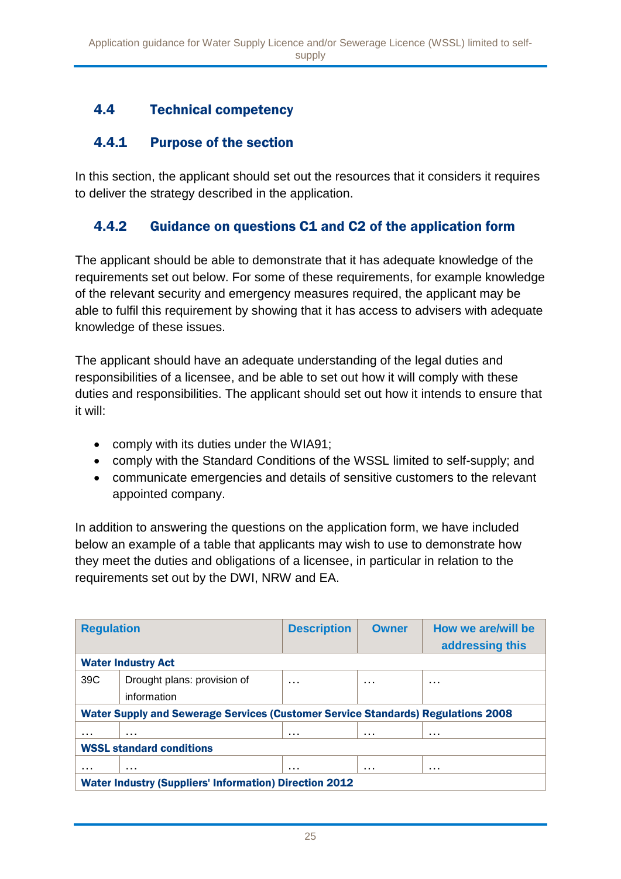## 4.4 Technical competency

### 4.4.1 Purpose of the section

In this section, the applicant should set out the resources that it considers it requires to deliver the strategy described in the application.

### 4.4.2 Guidance on questions C1 and C2 of the application form

The applicant should be able to demonstrate that it has adequate knowledge of the requirements set out below. For some of these requirements, for example knowledge of the relevant security and emergency measures required, the applicant may be able to fulfil this requirement by showing that it has access to advisers with adequate knowledge of these issues.

The applicant should have an adequate understanding of the legal duties and responsibilities of a licensee, and be able to set out how it will comply with these duties and responsibilities. The applicant should set out how it intends to ensure that it will:

- comply with its duties under the WIA91;
- comply with the Standard Conditions of the WSSL limited to self-supply; and
- communicate emergencies and details of sensitive customers to the relevant appointed company.

In addition to answering the questions on the application form, we have included below an example of a table that applicants may wish to use to demonstrate how they meet the duties and obligations of a licensee, in particular in relation to the requirements set out by the DWI, NRW and EA.

| Regulation | | Description | Owner | How we are/will be addressing this |
|---|---|---|---|---|
| **Water Industry Act** | | | | |
| 39C | Drought plans: provision of information | … | … | … |
| **Water Supply and Sewerage Services (Customer Service Standards) Regulations 2008** | | | | |
| … | … | … | … | … |
| **WSSL standard conditions** | | | | |
| … | … | … | … | … |
| **Water Industry (Suppliers' Information) Direction 2012** | | | | |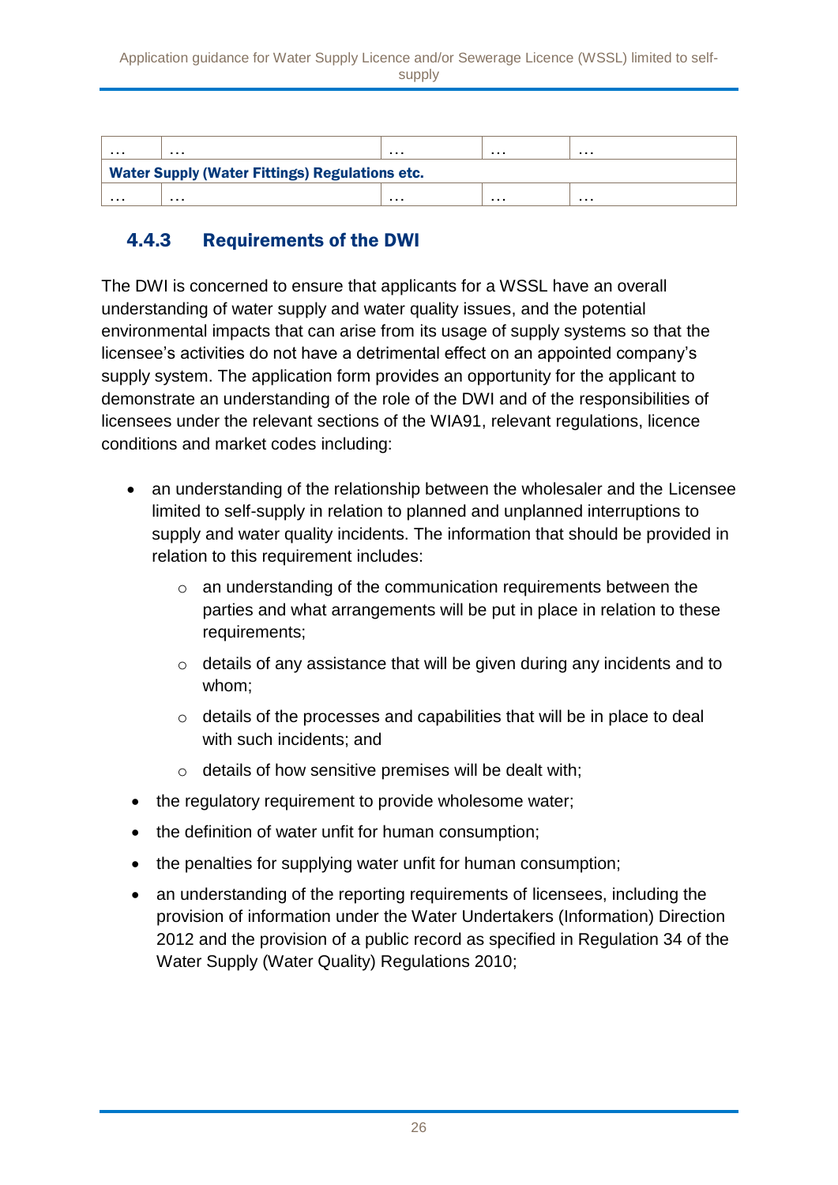| … | … | … | … | … |
| --- | --- | --- | --- | --- |
| **Water Supply (Water Fittings) Regulations etc.** | | | | |
| … | … | … | … | … |

### 4.4.3 Requirements of the DWI

The DWI is concerned to ensure that applicants for a WSSL have an overall understanding of water supply and water quality issues, and the potential environmental impacts that can arise from its usage of supply systems so that the licensee's activities do not have a detrimental effect on an appointed company's supply system. The application form provides an opportunity for the applicant to demonstrate an understanding of the role of the DWI and of the responsibilities of licensees under the relevant sections of the WIA91, relevant regulations, licence conditions and market codes including:

- an understanding of the relationship between the wholesaler and the Licensee limited to self-supply in relation to planned and unplanned interruptions to supply and water quality incidents. The information that should be provided in relation to this requirement includes:
    - an understanding of the communication requirements between the parties and what arrangements will be put in place in relation to these requirements;
    - details of any assistance that will be given during any incidents and to whom;
    - details of the processes and capabilities that will be in place to deal with such incidents; and
    - details of how sensitive premises will be dealt with;
- the regulatory requirement to provide wholesome water;
- the definition of water unfit for human consumption;
- the penalties for supplying water unfit for human consumption;
- an understanding of the reporting requirements of licensees, including the provision of information under the Water Undertakers (Information) Direction 2012 and the provision of a public record as specified in Regulation 34 of the Water Supply (Water Quality) Regulations 2010;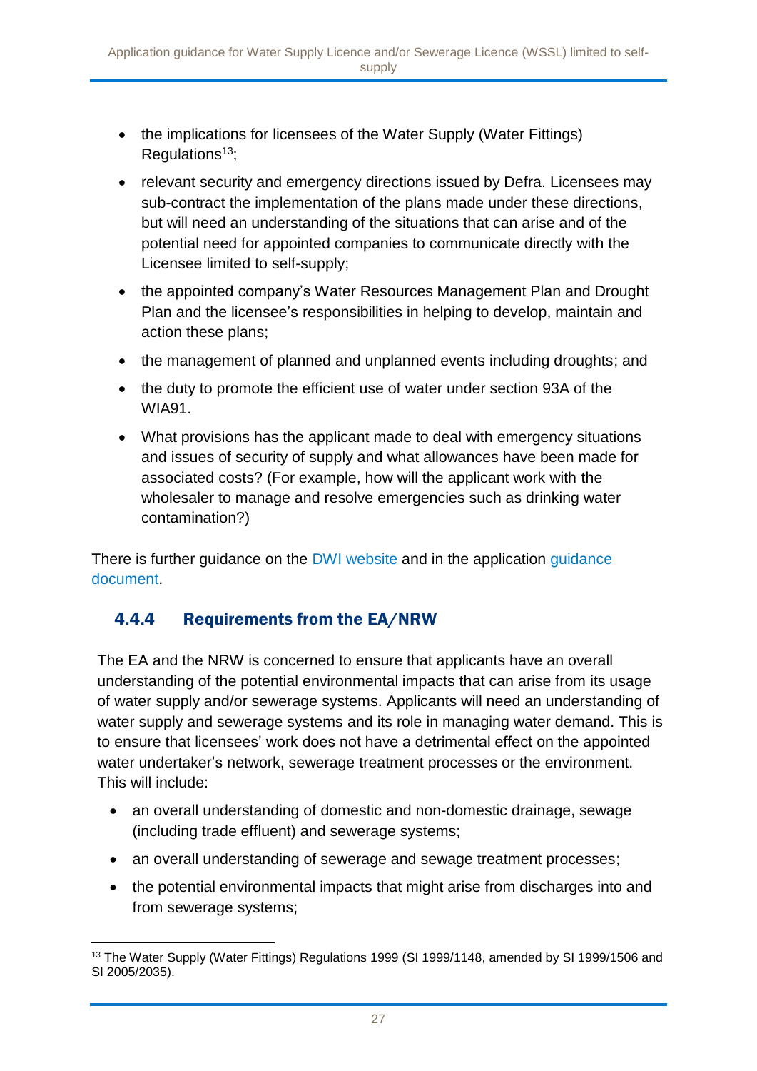- the implications for licensees of the Water Supply (Water Fittings) Regulations[13];
- relevant security and emergency directions issued by Defra. Licensees may sub-contract the implementation of the plans made under these directions, but will need an understanding of the situations that can arise and of the potential need for appointed companies to communicate directly with the Licensee limited to self-supply;
- the appointed company's Water Resources Management Plan and Drought Plan and the licensee's responsibilities in helping to develop, maintain and action these plans;
- the management of planned and unplanned events including droughts; and
- the duty to promote the efficient use of water under section 93A of the WIA91.
- What provisions has the applicant made to deal with emergency situations and issues of security of supply and what allowances have been made for associated costs? (For example, how will the applicant work with the wholesaler to manage and resolve emergencies such as drinking water contamination?)

There is further guidance on the DWI website and in the application guidance document.

### 4.4.4 Requirements from the EA/NRW

The EA and the NRW is concerned to ensure that applicants have an overall understanding of the potential environmental impacts that can arise from its usage of water supply and/or sewerage systems. Applicants will need an understanding of water supply and sewerage systems and its role in managing water demand. This is to ensure that licensees' work does not have a detrimental effect on the appointed water undertaker's network, sewerage treatment processes or the environment. This will include:

- an overall understanding of domestic and non-domestic drainage, sewage (including trade effluent) and sewerage systems;
- an overall understanding of sewerage and sewage treatment processes;
- the potential environmental impacts that might arise from discharges into and from sewerage systems;

[13] The Water Supply (Water Fittings) Regulations 1999 (SI 1999/1148, amended by SI 1999/1506 and SI 2005/2035).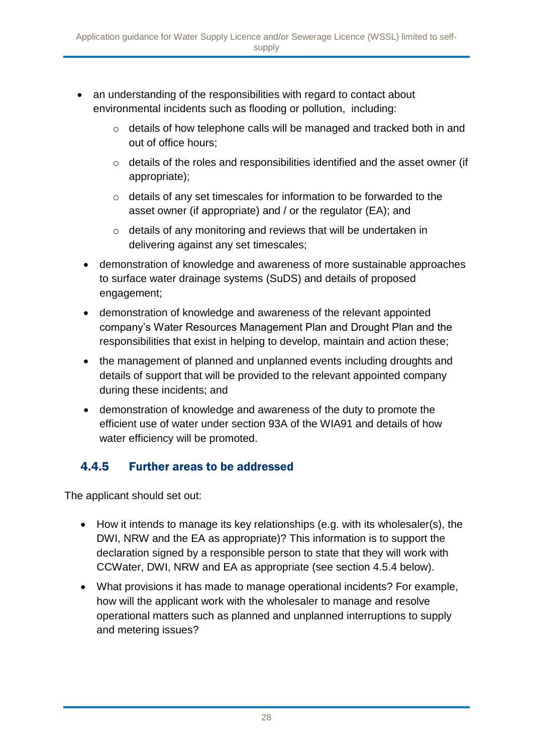- an understanding of the responsibilities with regard to contact about environmental incidents such as flooding or pollution, including:
    - details of how telephone calls will be managed and tracked both in and out of office hours;
    - details of the roles and responsibilities identified and the asset owner (if appropriate);
    - details of any set timescales for information to be forwarded to the asset owner (if appropriate) and / or the regulator (EA); and
    - details of any monitoring and reviews that will be undertaken in delivering against any set timescales;
- demonstration of knowledge and awareness of more sustainable approaches to surface water drainage systems (SuDS) and details of proposed engagement;
- demonstration of knowledge and awareness of the relevant appointed company's Water Resources Management Plan and Drought Plan and the responsibilities that exist in helping to develop, maintain and action these;
- the management of planned and unplanned events including droughts and details of support that will be provided to the relevant appointed company during these incidents; and
- demonstration of knowledge and awareness of the duty to promote the efficient use of water under section 93A of the WIA91 and details of how water efficiency will be promoted.

### 4.4.5 Further areas to be addressed

The applicant should set out:

- How it intends to manage its key relationships (e.g. with its wholesaler(s), the DWI, NRW and the EA as appropriate)? This information is to support the declaration signed by a responsible person to state that they will work with CCWater, DWI, NRW and EA as appropriate (see section 4.5.4 below).
- What provisions it has made to manage operational incidents? For example, how will the applicant work with the wholesaler to manage and resolve operational matters such as planned and unplanned interruptions to supply and metering issues?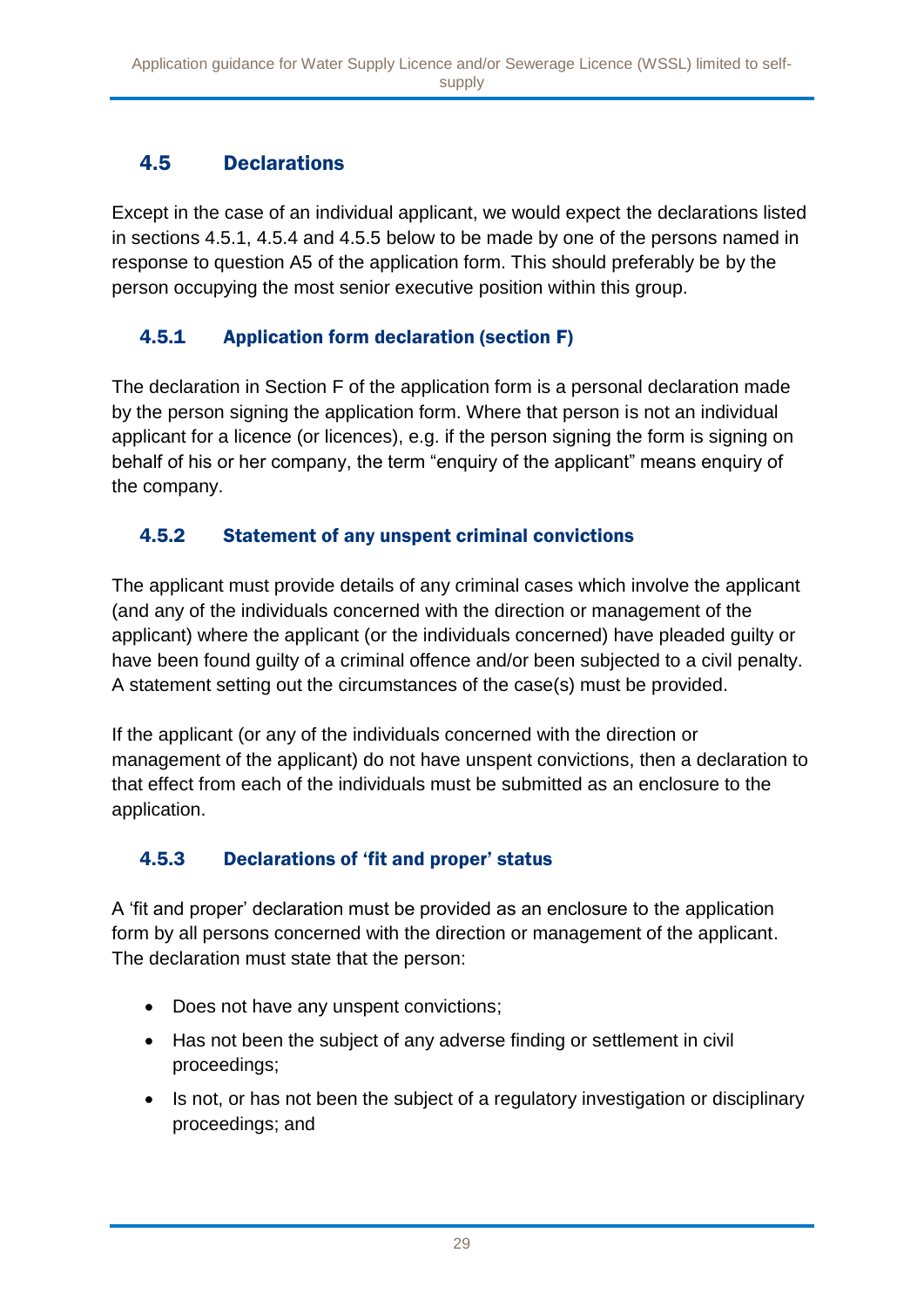## 4.5 Declarations

Except in the case of an individual applicant, we would expect the declarations listed in sections 4.5.1, 4.5.4 and 4.5.5 below to be made by one of the persons named in response to question A5 of the application form. This should preferably be by the person occupying the most senior executive position within this group.

### 4.5.1 Application form declaration (section F)

The declaration in Section F of the application form is a personal declaration made by the person signing the application form. Where that person is not an individual applicant for a licence (or licences), e.g. if the person signing the form is signing on behalf of his or her company, the term "enquiry of the applicant" means enquiry of the company.

### 4.5.2 Statement of any unspent criminal convictions

The applicant must provide details of any criminal cases which involve the applicant (and any of the individuals concerned with the direction or management of the applicant) where the applicant (or the individuals concerned) have pleaded guilty or have been found guilty of a criminal offence and/or been subjected to a civil penalty. A statement setting out the circumstances of the case(s) must be provided.

If the applicant (or any of the individuals concerned with the direction or management of the applicant) do not have unspent convictions, then a declaration to that effect from each of the individuals must be submitted as an enclosure to the application.

### 4.5.3 Declarations of 'fit and proper' status

A 'fit and proper' declaration must be provided as an enclosure to the application form by all persons concerned with the direction or management of the applicant. The declaration must state that the person:

- Does not have any unspent convictions;
- Has not been the subject of any adverse finding or settlement in civil proceedings;
- Is not, or has not been the subject of a regulatory investigation or disciplinary proceedings; and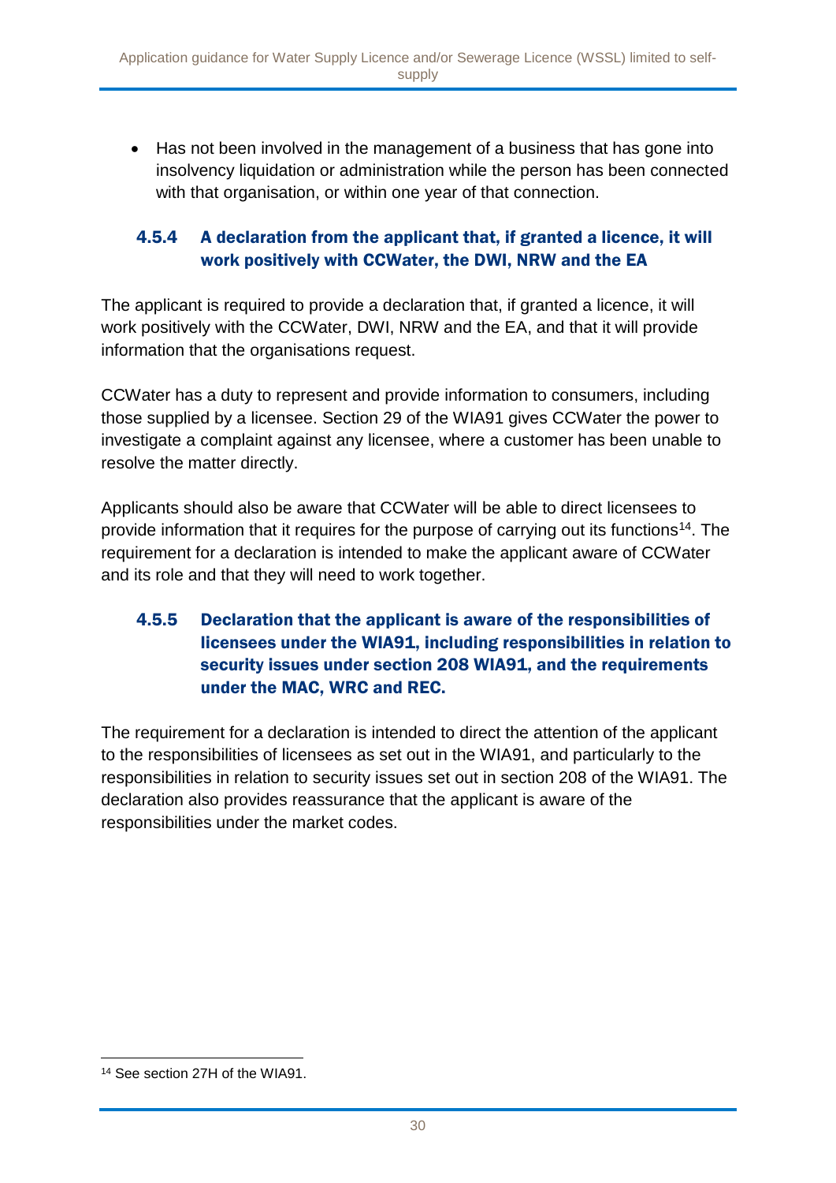- Has not been involved in the management of a business that has gone into insolvency liquidation or administration while the person has been connected with that organisation, or within one year of that connection.

### 4.5.4 A declaration from the applicant that, if granted a licence, it will work positively with CCWater, the DWI, NRW and the EA

The applicant is required to provide a declaration that, if granted a licence, it will work positively with the CCWater, DWI, NRW and the EA, and that it will provide information that the organisations request.

CCWater has a duty to represent and provide information to consumers, including those supplied by a licensee. Section 29 of the WIA91 gives CCWater the power to investigate a complaint against any licensee, where a customer has been unable to resolve the matter directly.

Applicants should also be aware that CCWater will be able to direct licensees to provide information that it requires for the purpose of carrying out its functions[14]. The requirement for a declaration is intended to make the applicant aware of CCWater and its role and that they will need to work together.

### 4.5.5 Declaration that the applicant is aware of the responsibilities of licensees under the WIA91, including responsibilities in relation to security issues under section 208 WIA91, and the requirements under the MAC, WRC and REC.

The requirement for a declaration is intended to direct the attention of the applicant to the responsibilities of licensees as set out in the WIA91, and particularly to the responsibilities in relation to security issues set out in section 208 of the WIA91. The declaration also provides reassurance that the applicant is aware of the responsibilities under the market codes.

---

[14] See section 27H of the WIA91.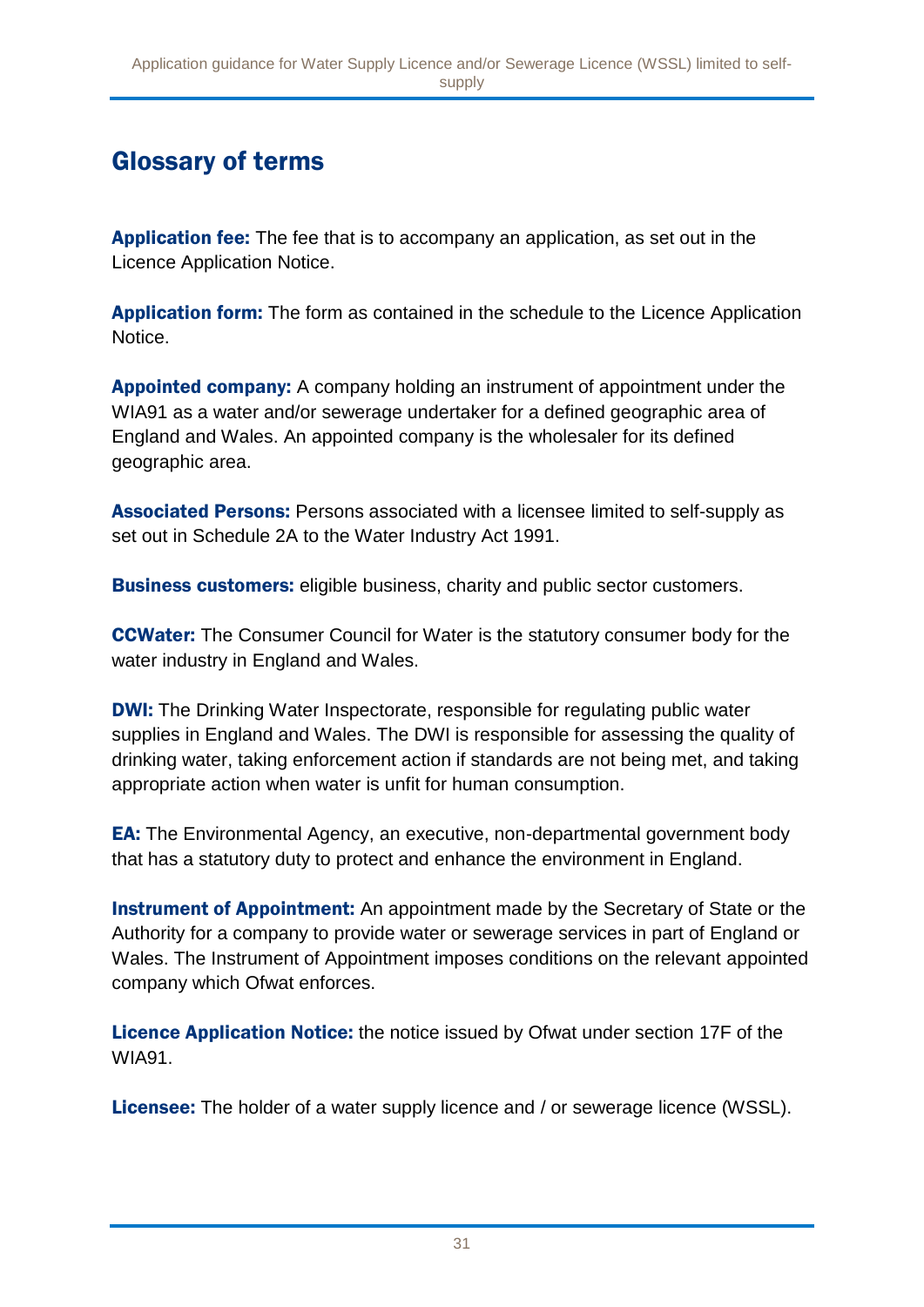## Glossary of terms

**Application fee:** The fee that is to accompany an application, as set out in the Licence Application Notice.

**Application form:** The form as contained in the schedule to the Licence Application Notice.

**Appointed company:** A company holding an instrument of appointment under the WIA91 as a water and/or sewerage undertaker for a defined geographic area of England and Wales. An appointed company is the wholesaler for its defined geographic area.

**Associated Persons:** Persons associated with a licensee limited to self-supply as set out in Schedule 2A to the Water Industry Act 1991.

**Business customers:** eligible business, charity and public sector customers.

**CCWater:** The Consumer Council for Water is the statutory consumer body for the water industry in England and Wales.

**DWI:** The Drinking Water Inspectorate, responsible for regulating public water supplies in England and Wales. The DWI is responsible for assessing the quality of drinking water, taking enforcement action if standards are not being met, and taking appropriate action when water is unfit for human consumption.

**EA:** The Environmental Agency, an executive, non-departmental government body that has a statutory duty to protect and enhance the environment in England.

**Instrument of Appointment:** An appointment made by the Secretary of State or the Authority for a company to provide water or sewerage services in part of England or Wales. The Instrument of Appointment imposes conditions on the relevant appointed company which Ofwat enforces.

**Licence Application Notice:** the notice issued by Ofwat under section 17F of the WIA91.

**Licensee:** The holder of a water supply licence and / or sewerage licence (WSSL).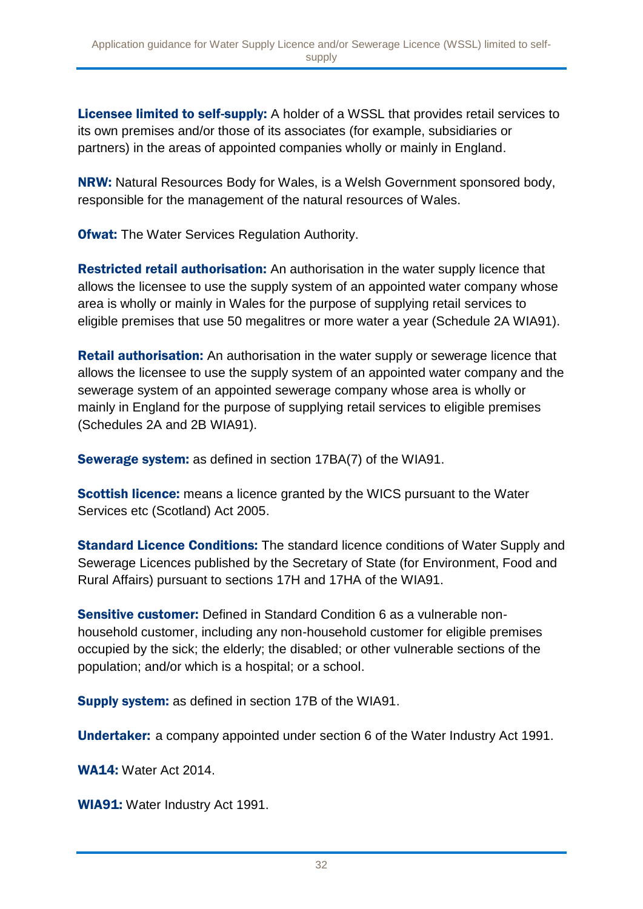**Licensee limited to self-supply:** A holder of a WSSL that provides retail services to its own premises and/or those of its associates (for example, subsidiaries or partners) in the areas of appointed companies wholly or mainly in England.

**NRW:** Natural Resources Body for Wales, is a Welsh Government sponsored body, responsible for the management of the natural resources of Wales.

**Ofwat:** The Water Services Regulation Authority.

**Restricted retail authorisation:** An authorisation in the water supply licence that allows the licensee to use the supply system of an appointed water company whose area is wholly or mainly in Wales for the purpose of supplying retail services to eligible premises that use 50 megalitres or more water a year (Schedule 2A WIA91).

**Retail authorisation:** An authorisation in the water supply or sewerage licence that allows the licensee to use the supply system of an appointed water company and the sewerage system of an appointed sewerage company whose area is wholly or mainly in England for the purpose of supplying retail services to eligible premises (Schedules 2A and 2B WIA91).

**Sewerage system:** as defined in section 17BA(7) of the WIA91.

**Scottish licence:** means a licence granted by the WICS pursuant to the Water Services etc (Scotland) Act 2005.

**Standard Licence Conditions:** The standard licence conditions of Water Supply and Sewerage Licences published by the Secretary of State (for Environment, Food and Rural Affairs) pursuant to sections 17H and 17HA of the WIA91.

**Sensitive customer:** Defined in Standard Condition 6 as a vulnerable non-household customer, including any non-household customer for eligible premises occupied by the sick; the elderly; the disabled; or other vulnerable sections of the population; and/or which is a hospital; or a school.

**Supply system:** as defined in section 17B of the WIA91.

**Undertaker:** a company appointed under section 6 of the Water Industry Act 1991.

**WA14:** Water Act 2014.

**WIA91:** Water Industry Act 1991.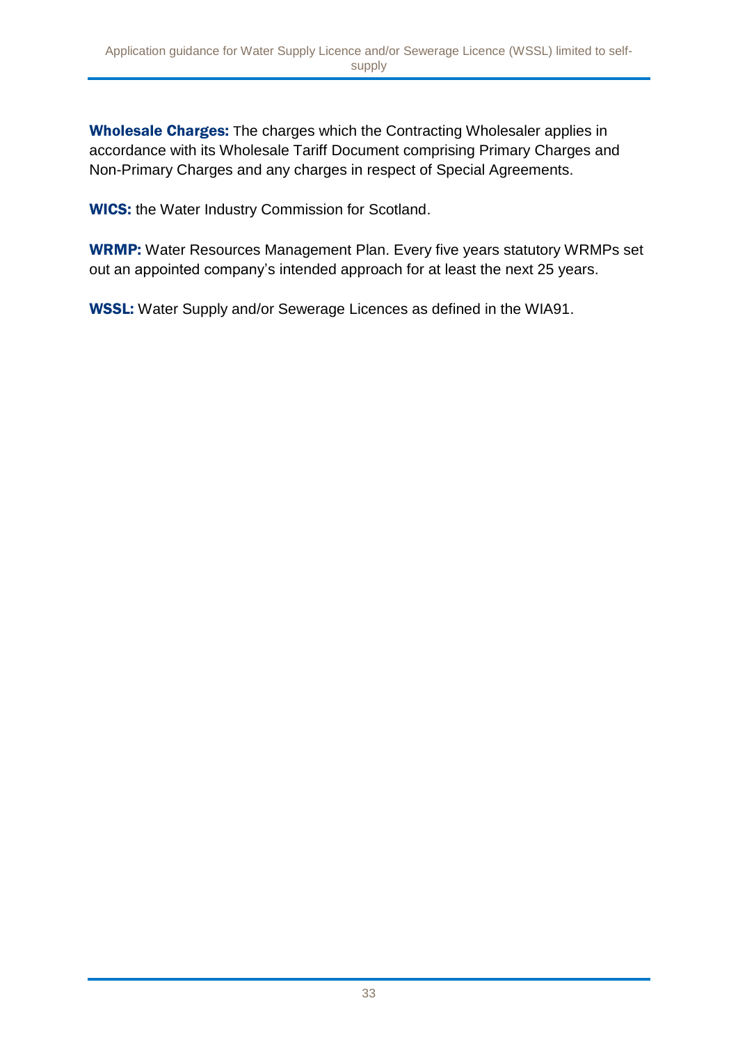**Wholesale Charges:** The charges which the Contracting Wholesaler applies in accordance with its Wholesale Tariff Document comprising Primary Charges and Non-Primary Charges and any charges in respect of Special Agreements.

**WICS:** the Water Industry Commission for Scotland.

**WRMP:** Water Resources Management Plan. Every five years statutory WRMPs set out an appointed company's intended approach for at least the next 25 years.

**WSSL:** Water Supply and/or Sewerage Licences as defined in the WIA91.